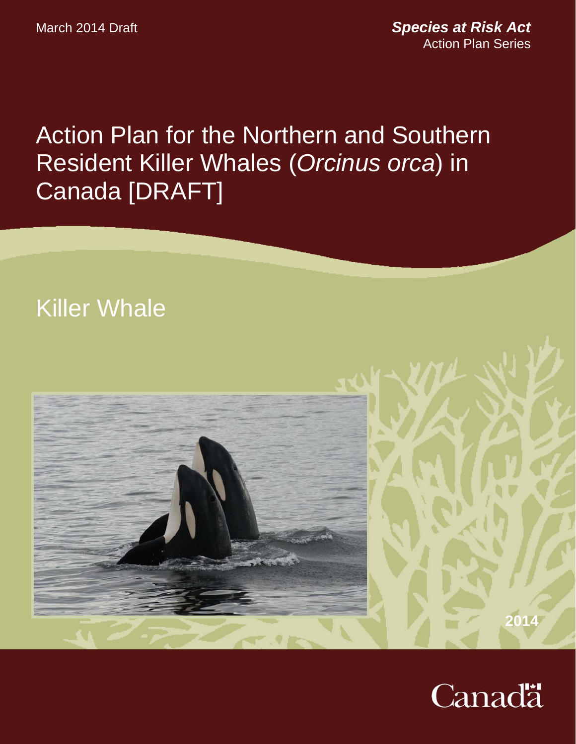March 2014 Draft

***Species at Risk Act***
Action Plan Series

# Action Plan for the Northern and Southern Resident Killer Whales (*Orcinus orca*) in Canada [DRAFT]

## Killer Whale

2014

Canada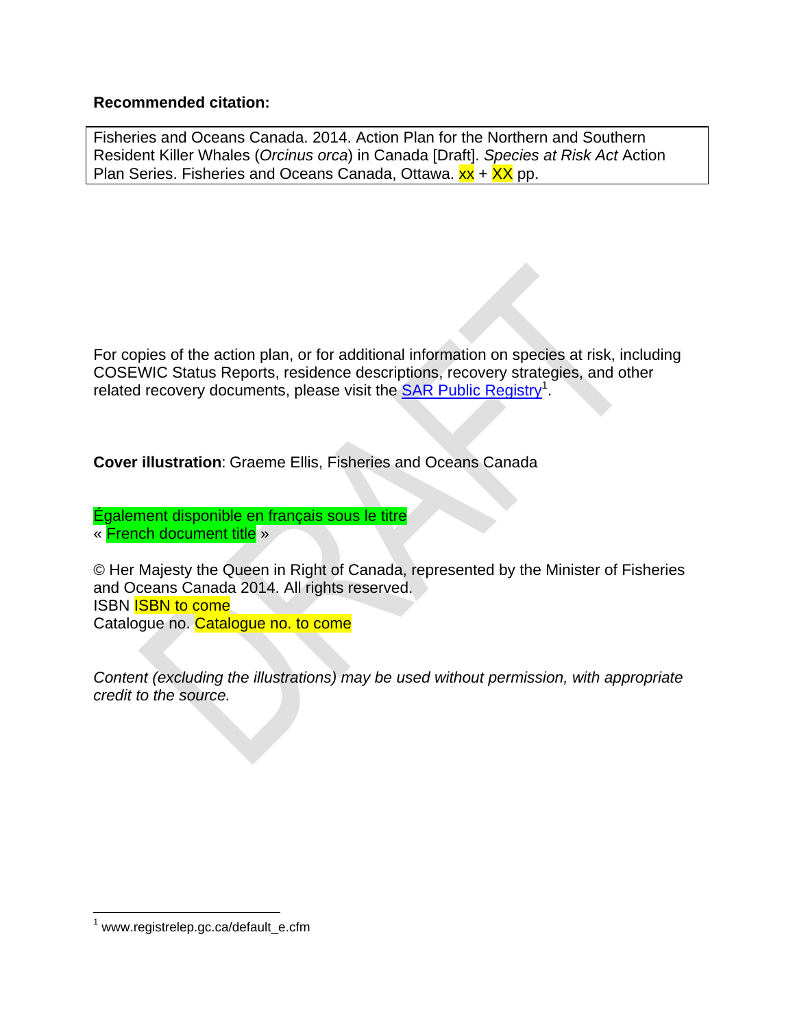**Recommended citation:**

Fisheries and Oceans Canada. 2014. Action Plan for the Northern and Southern Resident Killer Whales (*Orcinus orca*) in Canada [Draft]. *Species at Risk Act* Action Plan Series. Fisheries and Oceans Canada, Ottawa. xx + XX pp.

For copies of the action plan, or for additional information on species at risk, including COSEWIC Status Reports, residence descriptions, recovery strategies, and other related recovery documents, please visit the SAR Public Registry[1].

**Cover illustration**: Graeme Ellis, Fisheries and Oceans Canada

Également disponible en français sous le titre
« French document title »

© Her Majesty the Queen in Right of Canada, represented by the Minister of Fisheries and Oceans Canada 2014. All rights reserved.
ISBN ISBN to come
Catalogue no. Catalogue no. to come

*Content (excluding the illustrations) may be used without permission, with appropriate credit to the source.*

[1] www.registrelep.gc.ca/default_e.cfm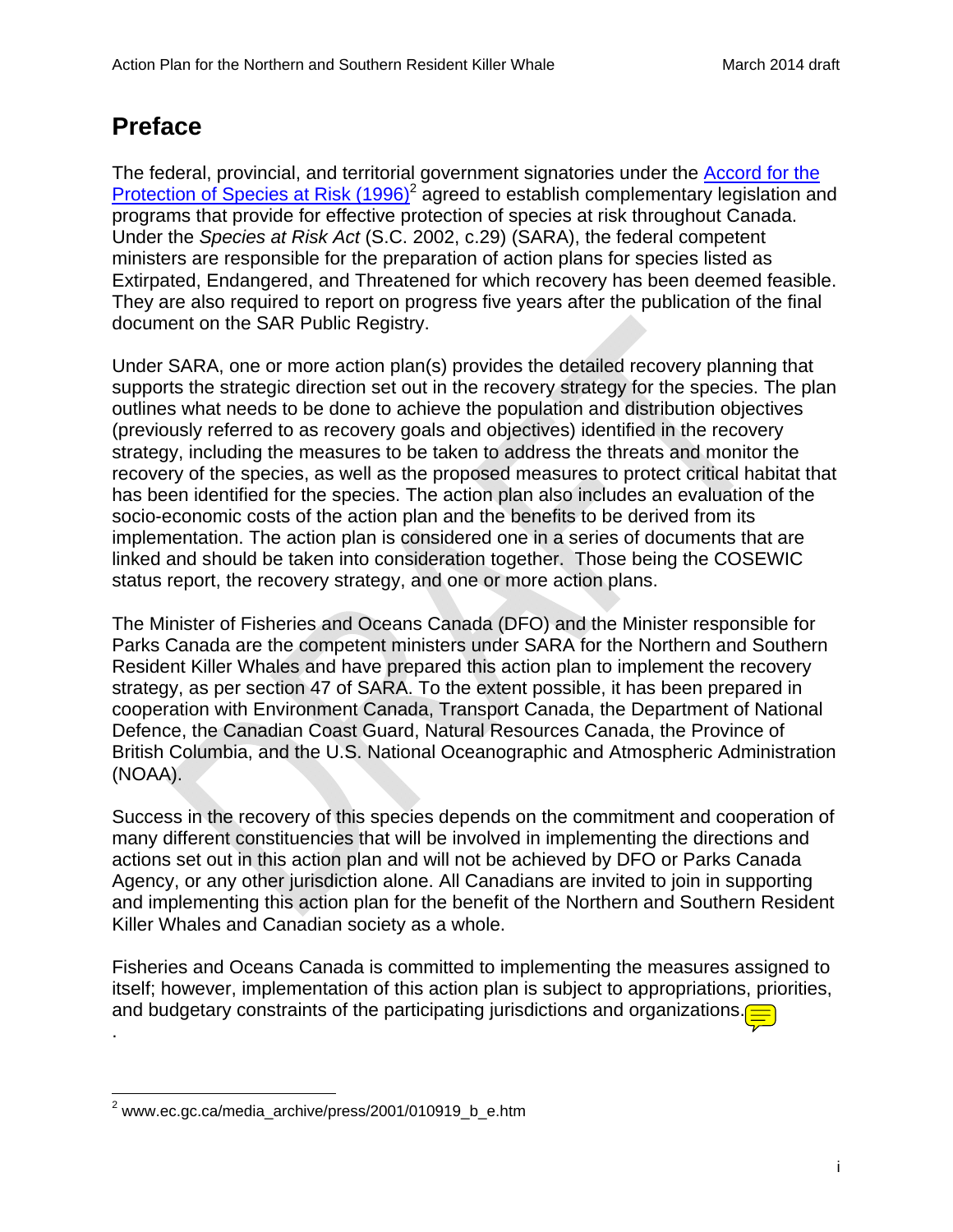# Preface

The federal, provincial, and territorial government signatories under the Accord for the Protection of Species at Risk (1996)[2] agreed to establish complementary legislation and programs that provide for effective protection of species at risk throughout Canada. Under the *Species at Risk Act* (S.C. 2002, c.29) (SARA), the federal competent ministers are responsible for the preparation of action plans for species listed as Extirpated, Endangered, and Threatened for which recovery has been deemed feasible. They are also required to report on progress five years after the publication of the final document on the SAR Public Registry.

Under SARA, one or more action plan(s) provides the detailed recovery planning that supports the strategic direction set out in the recovery strategy for the species. The plan outlines what needs to be done to achieve the population and distribution objectives (previously referred to as recovery goals and objectives) identified in the recovery strategy, including the measures to be taken to address the threats and monitor the recovery of the species, as well as the proposed measures to protect critical habitat that has been identified for the species. The action plan also includes an evaluation of the socio-economic costs of the action plan and the benefits to be derived from its implementation. The action plan is considered one in a series of documents that are linked and should be taken into consideration together. Those being the COSEWIC status report, the recovery strategy, and one or more action plans.

The Minister of Fisheries and Oceans Canada (DFO) and the Minister responsible for Parks Canada are the competent ministers under SARA for the Northern and Southern Resident Killer Whales and have prepared this action plan to implement the recovery strategy, as per section 47 of SARA. To the extent possible, it has been prepared in cooperation with Environment Canada, Transport Canada, the Department of National Defence, the Canadian Coast Guard, Natural Resources Canada, the Province of British Columbia, and the U.S. National Oceanographic and Atmospheric Administration (NOAA).

Success in the recovery of this species depends on the commitment and cooperation of many different constituencies that will be involved in implementing the directions and actions set out in this action plan and will not be achieved by DFO or Parks Canada Agency, or any other jurisdiction alone. All Canadians are invited to join in supporting and implementing this action plan for the benefit of the Northern and Southern Resident Killer Whales and Canadian society as a whole.

Fisheries and Oceans Canada is committed to implementing the measures assigned to itself; however, implementation of this action plan is subject to appropriations, priorities, and budgetary constraints of the participating jurisdictions and organizations.

.

[2] www.ec.gc.ca/media_archive/press/2001/010919_b_e.htm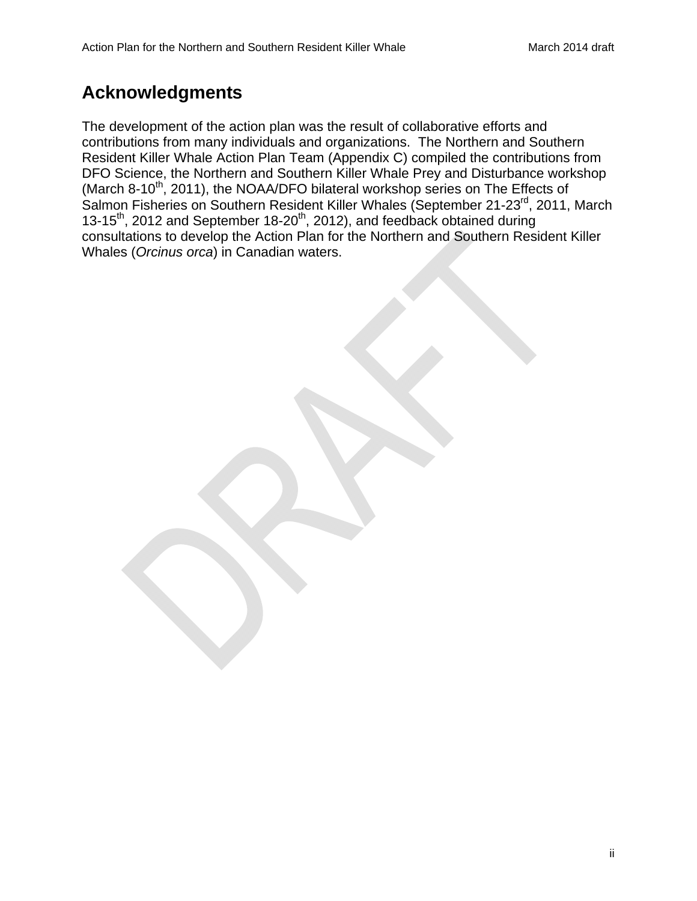# Acknowledgments

The development of the action plan was the result of collaborative efforts and contributions from many individuals and organizations. The Northern and Southern Resident Killer Whale Action Plan Team (Appendix C) compiled the contributions from DFO Science, the Northern and Southern Killer Whale Prey and Disturbance workshop (March 8-10th, 2011), the NOAA/DFO bilateral workshop series on The Effects of Salmon Fisheries on Southern Resident Killer Whales (September 21-23rd, 2011, March 13-15th, 2012 and September 18-20th, 2012), and feedback obtained during consultations to develop the Action Plan for the Northern and Southern Resident Killer Whales (*Orcinus orca*) in Canadian waters.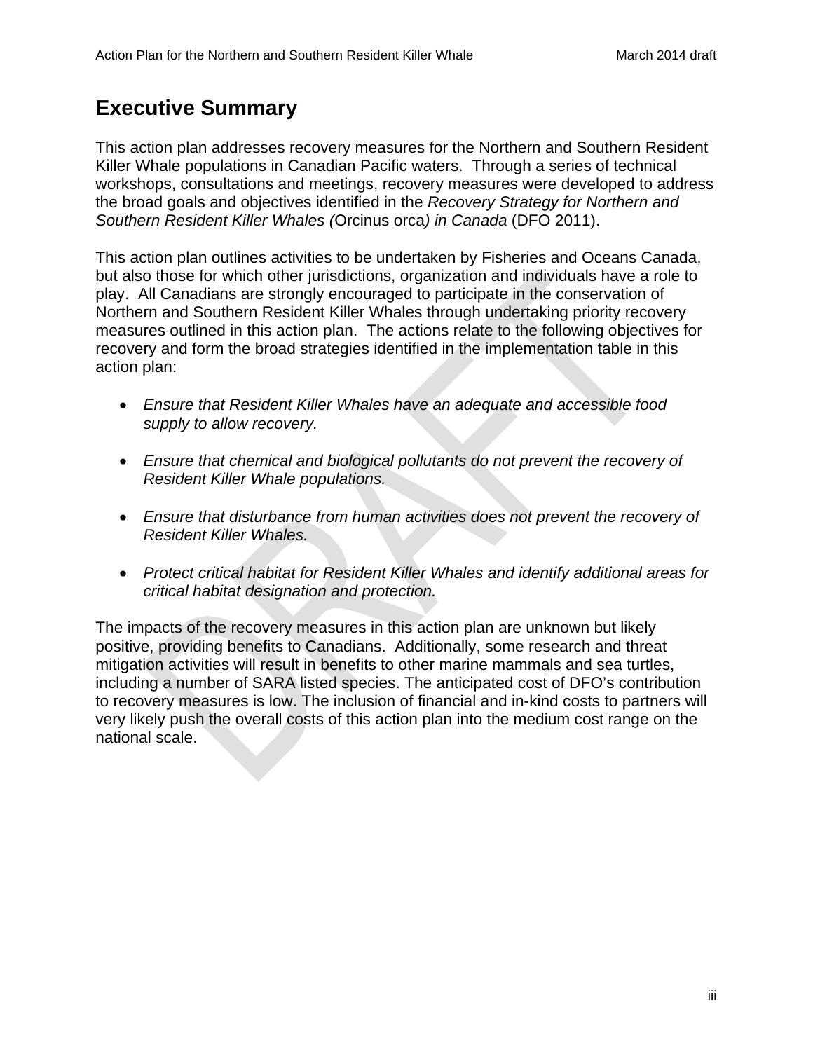# Executive Summary

This action plan addresses recovery measures for the Northern and Southern Resident Killer Whale populations in Canadian Pacific waters. Through a series of technical workshops, consultations and meetings, recovery measures were developed to address the broad goals and objectives identified in the *Recovery Strategy for Northern and Southern Resident Killer Whales (*Orcinus orca*) in Canada* (DFO 2011).

This action plan outlines activities to be undertaken by Fisheries and Oceans Canada, but also those for which other jurisdictions, organization and individuals have a role to play. All Canadians are strongly encouraged to participate in the conservation of Northern and Southern Resident Killer Whales through undertaking priority recovery measures outlined in this action plan. The actions relate to the following objectives for recovery and form the broad strategies identified in the implementation table in this action plan:

- *Ensure that Resident Killer Whales have an adequate and accessible food supply to allow recovery.*
- *Ensure that chemical and biological pollutants do not prevent the recovery of Resident Killer Whale populations.*
- *Ensure that disturbance from human activities does not prevent the recovery of Resident Killer Whales.*
- *Protect critical habitat for Resident Killer Whales and identify additional areas for critical habitat designation and protection.*

The impacts of the recovery measures in this action plan are unknown but likely positive, providing benefits to Canadians. Additionally, some research and threat mitigation activities will result in benefits to other marine mammals and sea turtles, including a number of SARA listed species. The anticipated cost of DFO's contribution to recovery measures is low. The inclusion of financial and in-kind costs to partners will very likely push the overall costs of this action plan into the medium cost range on the national scale.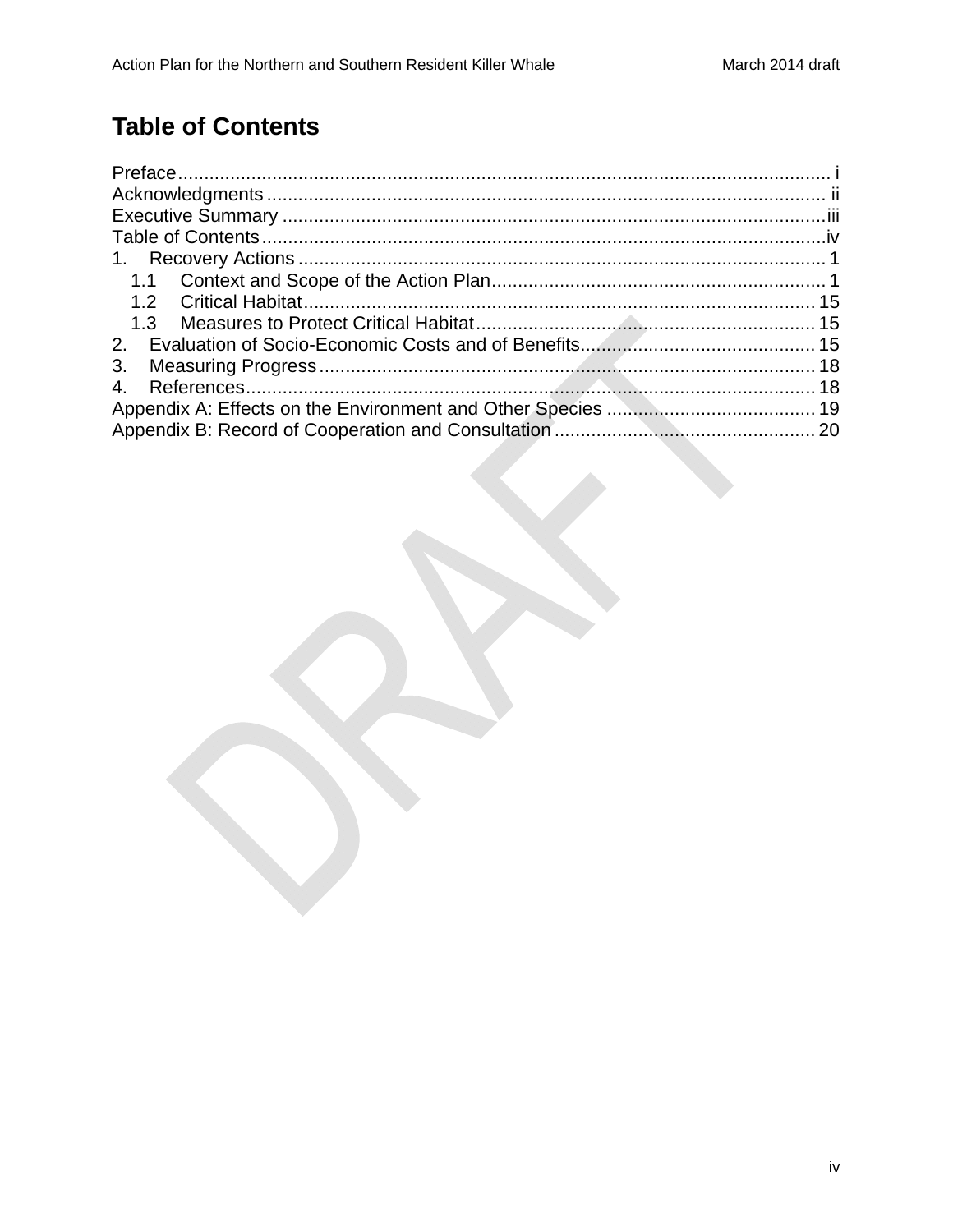# Table of Contents

Preface ........................................................................................................................ i
Acknowledgments ......................................................................................................... ii
Executive Summary .......................................................................................................iii
Table of Contents ..........................................................................................................iv
1. Recovery Actions ...................................................................................................... 1
   1.1 Context and Scope of the Action Plan ................................................................ 1
   1.2 Critical Habitat ................................................................................................. 15
   1.3 Measures to Protect Critical Habitat ................................................................. 15
2. Evaluation of Socio-Economic Costs and of Benefits ............................................ 15
3. Measuring Progress ................................................................................................ 18
4. References .............................................................................................................. 18
Appendix A: Effects on the Environment and Other Species ........................................ 19
Appendix B: Record of Cooperation and Consultation .................................................. 20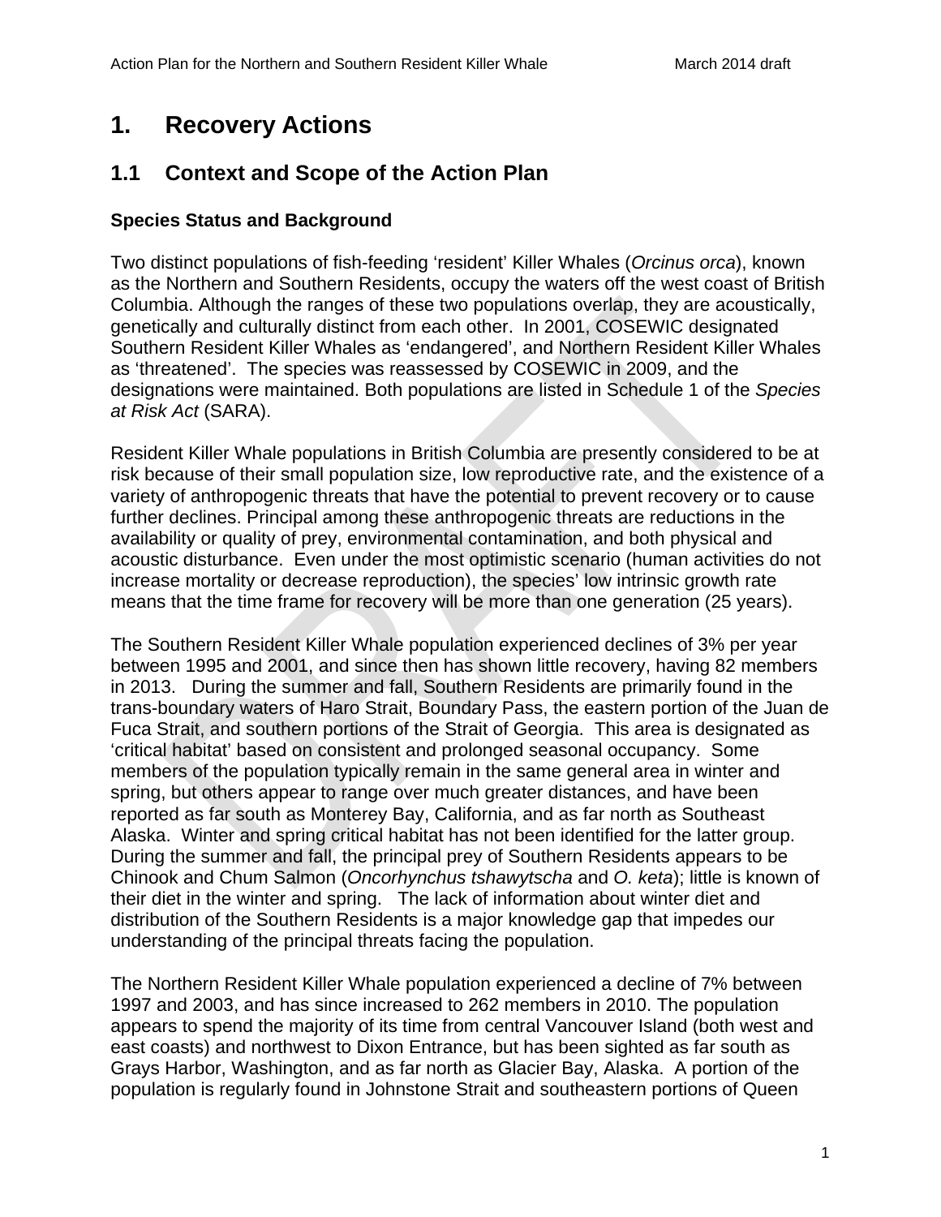# 1. Recovery Actions

## 1.1 Context and Scope of the Action Plan

### Species Status and Background

Two distinct populations of fish-feeding 'resident' Killer Whales (*Orcinus orca*), known as the Northern and Southern Residents, occupy the waters off the west coast of British Columbia. Although the ranges of these two populations overlap, they are acoustically, genetically and culturally distinct from each other. In 2001, COSEWIC designated Southern Resident Killer Whales as 'endangered', and Northern Resident Killer Whales as 'threatened'. The species was reassessed by COSEWIC in 2009, and the designations were maintained. Both populations are listed in Schedule 1 of the *Species at Risk Act* (SARA).

Resident Killer Whale populations in British Columbia are presently considered to be at risk because of their small population size, low reproductive rate, and the existence of a variety of anthropogenic threats that have the potential to prevent recovery or to cause further declines. Principal among these anthropogenic threats are reductions in the availability or quality of prey, environmental contamination, and both physical and acoustic disturbance. Even under the most optimistic scenario (human activities do not increase mortality or decrease reproduction), the species' low intrinsic growth rate means that the time frame for recovery will be more than one generation (25 years).

The Southern Resident Killer Whale population experienced declines of 3% per year between 1995 and 2001, and since then has shown little recovery, having 82 members in 2013. During the summer and fall, Southern Residents are primarily found in the trans-boundary waters of Haro Strait, Boundary Pass, the eastern portion of the Juan de Fuca Strait, and southern portions of the Strait of Georgia. This area is designated as 'critical habitat' based on consistent and prolonged seasonal occupancy. Some members of the population typically remain in the same general area in winter and spring, but others appear to range over much greater distances, and have been reported as far south as Monterey Bay, California, and as far north as Southeast Alaska. Winter and spring critical habitat has not been identified for the latter group. During the summer and fall, the principal prey of Southern Residents appears to be Chinook and Chum Salmon (*Oncorhynchus tshawytscha* and *O. keta*); little is known of their diet in the winter and spring. The lack of information about winter diet and distribution of the Southern Residents is a major knowledge gap that impedes our understanding of the principal threats facing the population.

The Northern Resident Killer Whale population experienced a decline of 7% between 1997 and 2003, and has since increased to 262 members in 2010. The population appears to spend the majority of its time from central Vancouver Island (both west and east coasts) and northwest to Dixon Entrance, but has been sighted as far south as Grays Harbor, Washington, and as far north as Glacier Bay, Alaska. A portion of the population is regularly found in Johnstone Strait and southeastern portions of Queen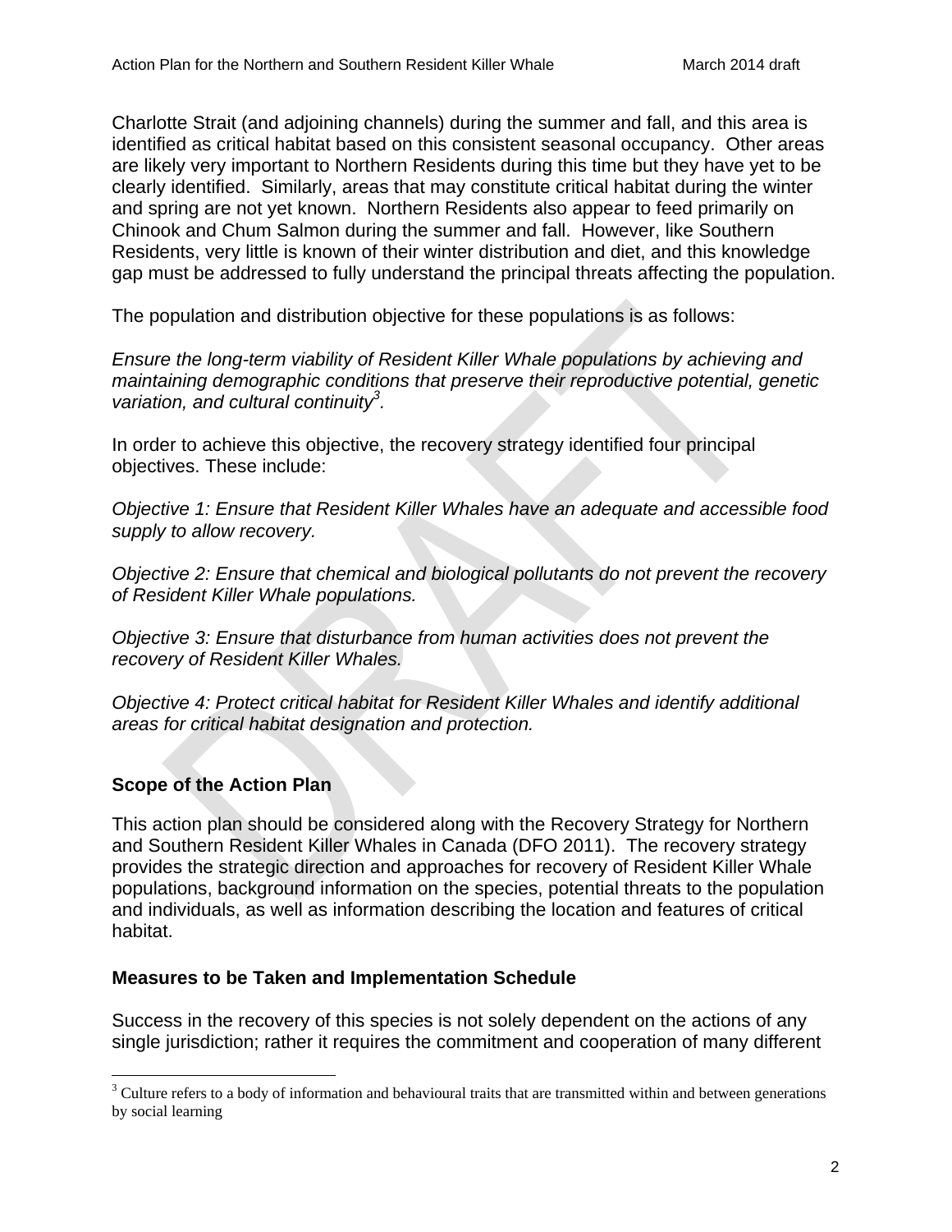Charlotte Strait (and adjoining channels) during the summer and fall, and this area is identified as critical habitat based on this consistent seasonal occupancy. Other areas are likely very important to Northern Residents during this time but they have yet to be clearly identified. Similarly, areas that may constitute critical habitat during the winter and spring are not yet known. Northern Residents also appear to feed primarily on Chinook and Chum Salmon during the summer and fall. However, like Southern Residents, very little is known of their winter distribution and diet, and this knowledge gap must be addressed to fully understand the principal threats affecting the population.

The population and distribution objective for these populations is as follows:

*Ensure the long-term viability of Resident Killer Whale populations by achieving and maintaining demographic conditions that preserve their reproductive potential, genetic variation, and cultural continuity*[3].

In order to achieve this objective, the recovery strategy identified four principal objectives. These include:

*Objective 1: Ensure that Resident Killer Whales have an adequate and accessible food supply to allow recovery.*

*Objective 2: Ensure that chemical and biological pollutants do not prevent the recovery of Resident Killer Whale populations.*

*Objective 3: Ensure that disturbance from human activities does not prevent the recovery of Resident Killer Whales.*

*Objective 4: Protect critical habitat for Resident Killer Whales and identify additional areas for critical habitat designation and protection.*

## Scope of the Action Plan

This action plan should be considered along with the Recovery Strategy for Northern and Southern Resident Killer Whales in Canada (DFO 2011). The recovery strategy provides the strategic direction and approaches for recovery of Resident Killer Whale populations, background information on the species, potential threats to the population and individuals, as well as information describing the location and features of critical habitat.

## Measures to be Taken and Implementation Schedule

Success in the recovery of this species is not solely dependent on the actions of any single jurisdiction; rather it requires the commitment and cooperation of many different

[3] Culture refers to a body of information and behavioural traits that are transmitted within and between generations by social learning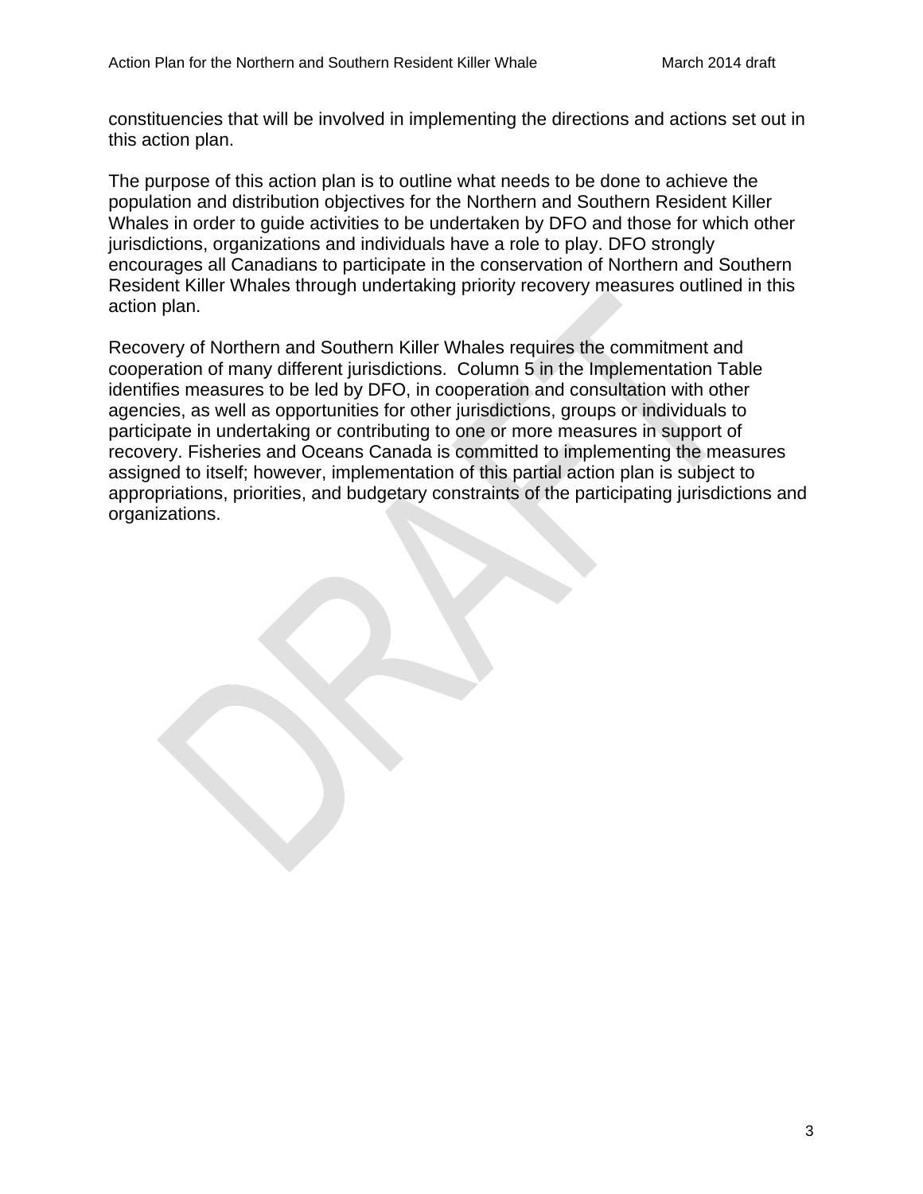constituencies that will be involved in implementing the directions and actions set out in this action plan.

The purpose of this action plan is to outline what needs to be done to achieve the population and distribution objectives for the Northern and Southern Resident Killer Whales in order to guide activities to be undertaken by DFO and those for which other jurisdictions, organizations and individuals have a role to play. DFO strongly encourages all Canadians to participate in the conservation of Northern and Southern Resident Killer Whales through undertaking priority recovery measures outlined in this action plan.

Recovery of Northern and Southern Killer Whales requires the commitment and cooperation of many different jurisdictions.  Column 5 in the Implementation Table identifies measures to be led by DFO, in cooperation and consultation with other agencies, as well as opportunities for other jurisdictions, groups or individuals to participate in undertaking or contributing to one or more measures in support of recovery. Fisheries and Oceans Canada is committed to implementing the measures assigned to itself; however, implementation of this partial action plan is subject to appropriations, priorities, and budgetary constraints of the participating jurisdictions and organizations.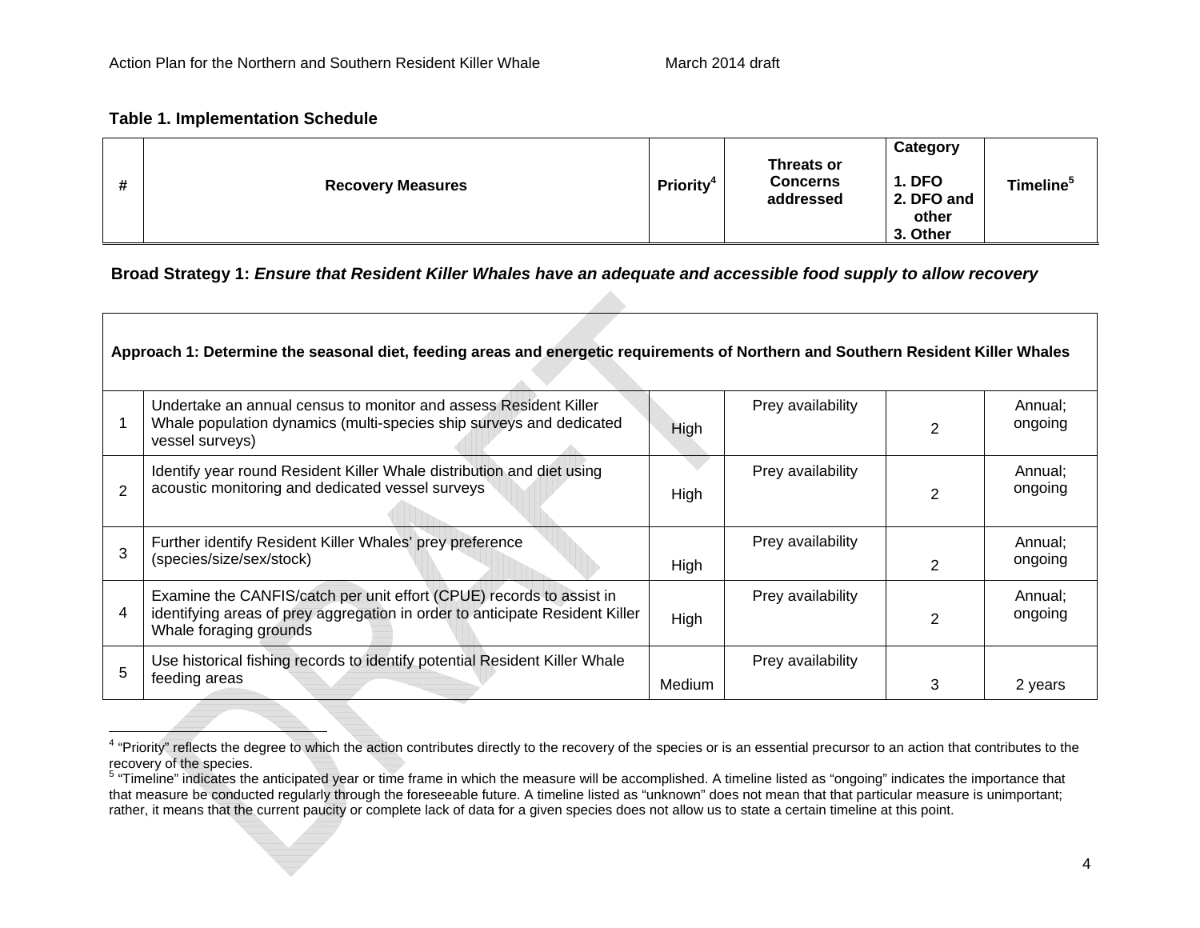**Table 1. Implementation Schedule**

| # | Recovery Measures | Priority[4] | Threats or Concerns addressed | Category<br>1. DFO<br>2. DFO and other<br>3. Other | Timeline[5] |
|---|---|---|---|---|---|
| **Broad Strategy 1:** ***Ensure that Resident Killer Whales have an adequate and accessible food supply to allow recovery*** | | | | | |
| **Approach 1: Determine the seasonal diet, feeding areas and energetic requirements of Northern and Southern Resident Killer Whales** | | | | | |
| 1 | Undertake an annual census to monitor and assess Resident Killer Whale population dynamics (multi-species ship surveys and dedicated vessel surveys) | High | Prey availability | 2 | Annual; ongoing |
| 2 | Identify year round Resident Killer Whale distribution and diet using acoustic monitoring and dedicated vessel surveys | High | Prey availability | 2 | Annual; ongoing |
| 3 | Further identify Resident Killer Whales' prey preference (species/size/sex/stock) | High | Prey availability | 2 | Annual; ongoing |
| 4 | Examine the CANFIS/catch per unit effort (CPUE) records to assist in identifying areas of prey aggregation in order to anticipate Resident Killer Whale foraging grounds | High | Prey availability | 2 | Annual; ongoing |
| 5 | Use historical fishing records to identify potential Resident Killer Whale feeding areas | Medium | Prey availability | 3 | 2 years |

[4] "Priority" reflects the degree to which the action contributes directly to the recovery of the species or is an essential precursor to an action that contributes to the recovery of the species.

[5] "Timeline" indicates the anticipated year or time frame in which the measure will be accomplished. A timeline listed as "ongoing" indicates the importance that that measure be conducted regularly through the foreseeable future. A timeline listed as "unknown" does not mean that that particular measure is unimportant; rather, it means that the current paucity or complete lack of data for a given species does not allow us to state a certain timeline at this point.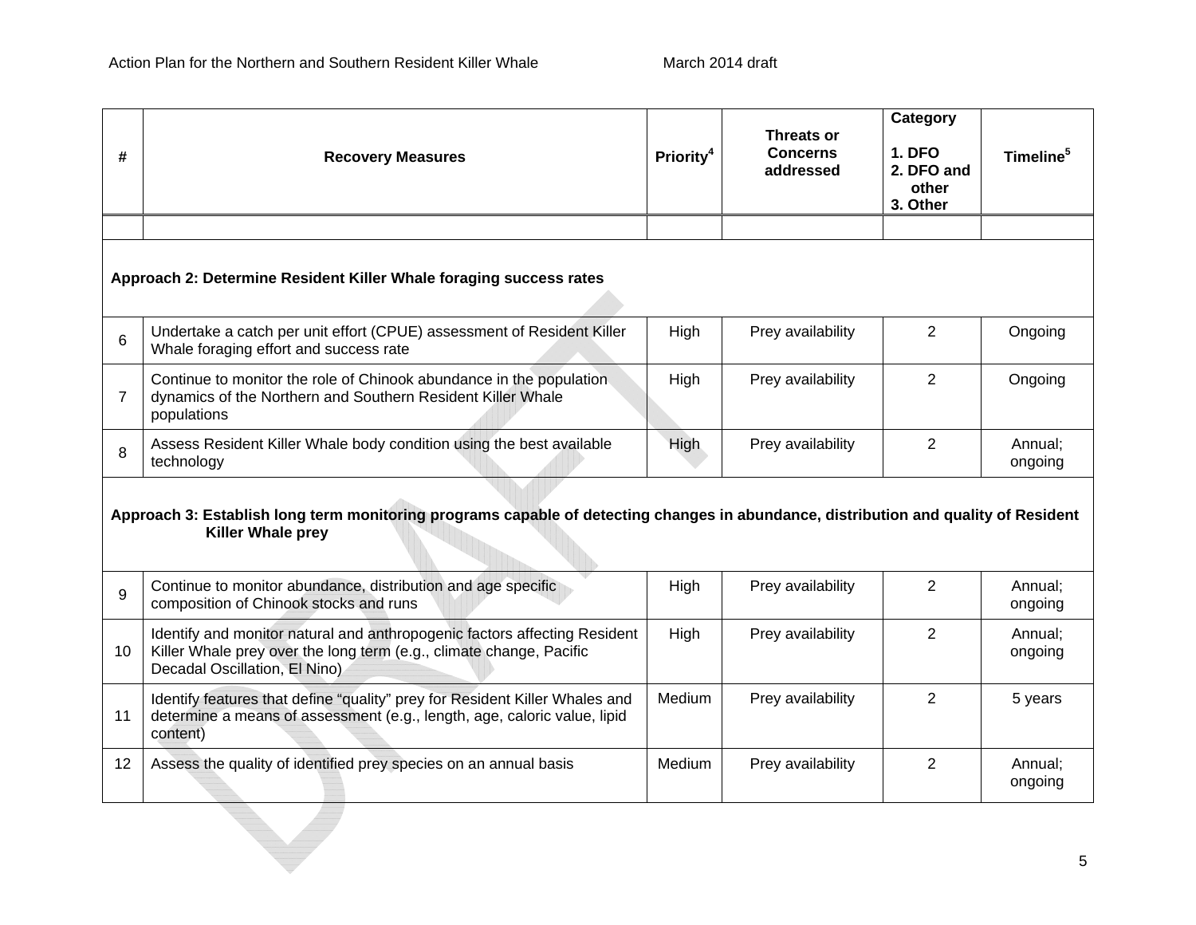| # | Recovery Measures | Priority[4] | Threats or Concerns addressed | Category 1. DFO 2. DFO and other 3. Other | Timeline[5] |
|---|---|---|---|---|---|
| | | | | | |
| **Approach 2: Determine Resident Killer Whale foraging success rates** | | | | | |
| 6 | Undertake a catch per unit effort (CPUE) assessment of Resident Killer Whale foraging effort and success rate | High | Prey availability | 2 | Ongoing |
| 7 | Continue to monitor the role of Chinook abundance in the population dynamics of the Northern and Southern Resident Killer Whale populations | High | Prey availability | 2 | Ongoing |
| 8 | Assess Resident Killer Whale body condition using the best available technology | High | Prey availability | 2 | Annual; ongoing |
| **Approach 3: Establish long term monitoring programs capable of detecting changes in abundance, distribution and quality of Resident Killer Whale prey** | | | | | |
| 9 | Continue to monitor abundance, distribution and age specific composition of Chinook stocks and runs | High | Prey availability | 2 | Annual; ongoing |
| 10 | Identify and monitor natural and anthropogenic factors affecting Resident Killer Whale prey over the long term (e.g., climate change, Pacific Decadal Oscillation, El Nino) | High | Prey availability | 2 | Annual; ongoing |
| 11 | Identify features that define "quality" prey for Resident Killer Whales and determine a means of assessment (e.g., length, age, caloric value, lipid content) | Medium | Prey availability | 2 | 5 years |
| 12 | Assess the quality of identified prey species on an annual basis | Medium | Prey availability | 2 | Annual; ongoing |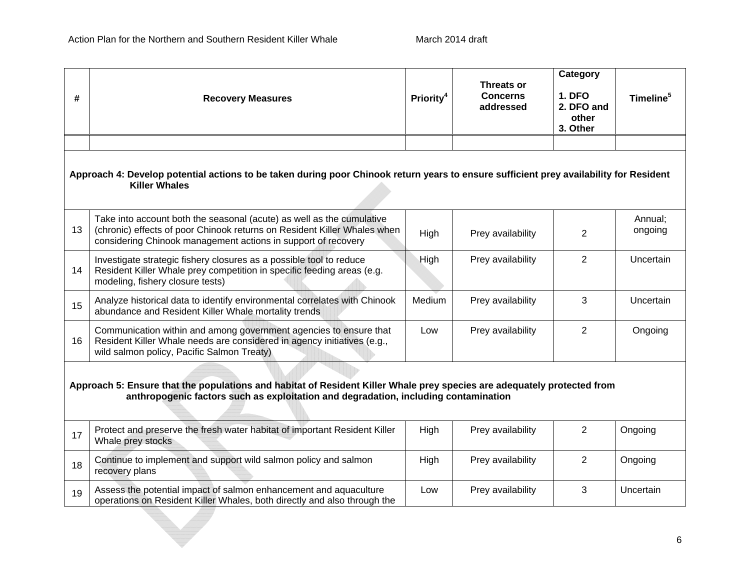| # | Recovery Measures | Priority[4] | Threats or Concerns addressed | Category 1. DFO 2. DFO and other 3. Other | Timeline[5] |
|---|---|---|---|---|---|
| | | | | | |
| **Approach 4: Develop potential actions to be taken during poor Chinook return years to ensure sufficient prey availability for Resident Killer Whales** | | | | | |
| 13 | Take into account both the seasonal (acute) as well as the cumulative (chronic) effects of poor Chinook returns on Resident Killer Whales when considering Chinook management actions in support of recovery | High | Prey availability | 2 | Annual; ongoing |
| 14 | Investigate strategic fishery closures as a possible tool to reduce Resident Killer Whale prey competition in specific feeding areas (e.g. modeling, fishery closure tests) | High | Prey availability | 2 | Uncertain |
| 15 | Analyze historical data to identify environmental correlates with Chinook abundance and Resident Killer Whale mortality trends | Medium | Prey availability | 3 | Uncertain |
| 16 | Communication within and among government agencies to ensure that Resident Killer Whale needs are considered in agency initiatives (e.g., wild salmon policy, Pacific Salmon Treaty) | Low | Prey availability | 2 | Ongoing |
| **Approach 5: Ensure that the populations and habitat of Resident Killer Whale prey species are adequately protected from anthropogenic factors such as exploitation and degradation, including contamination** | | | | | |
| 17 | Protect and preserve the fresh water habitat of important Resident Killer Whale prey stocks | High | Prey availability | 2 | Ongoing |
| 18 | Continue to implement and support wild salmon policy and salmon recovery plans | High | Prey availability | 2 | Ongoing |
| 19 | Assess the potential impact of salmon enhancement and aquaculture operations on Resident Killer Whales, both directly and also through the | Low | Prey availability | 3 | Uncertain |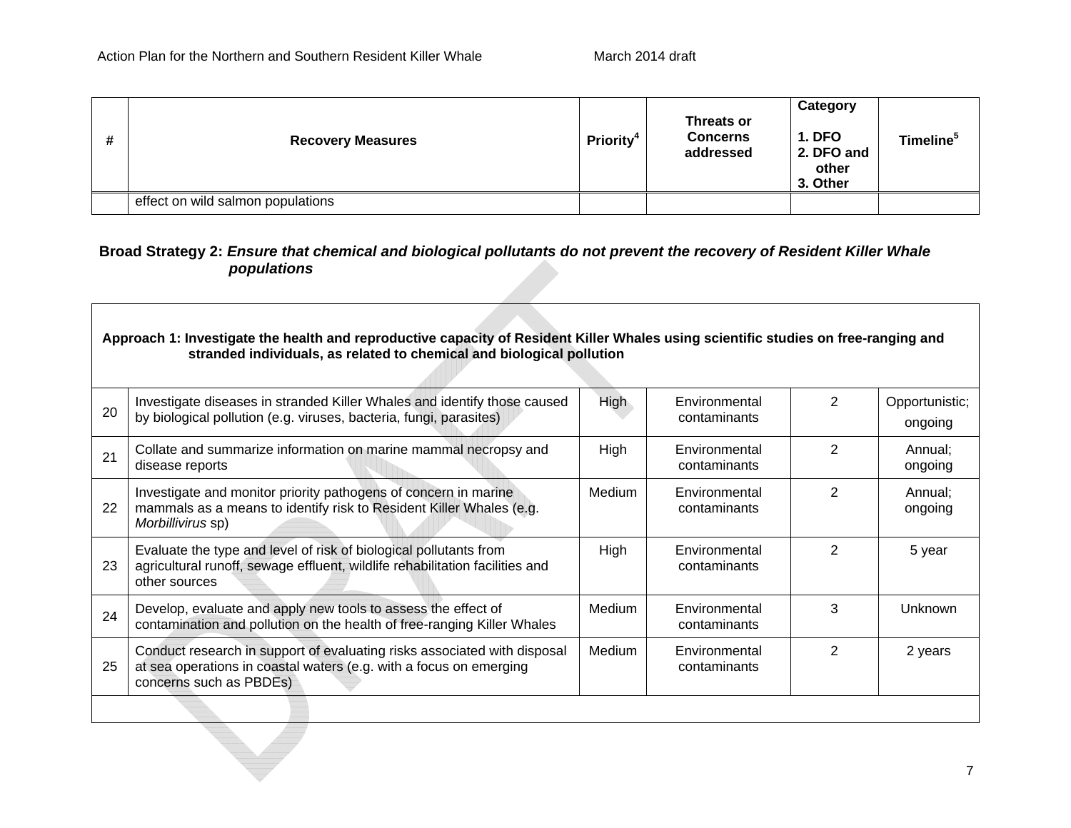| # | Recovery Measures | Priority[4] | Threats or Concerns addressed | Category 1. DFO 2. DFO and other 3. Other | Timeline[5] |
|---|---|---|---|---|---|
| | effect on wild salmon populations | | | | |

**Broad Strategy 2:** ***Ensure that chemical and biological pollutants do not prevent the recovery of Resident Killer Whale populations***

| # | Recovery Measures | Priority | Threats or Concerns addressed | Category | Timeline |
|---|---|---|---|---|---|
| **Approach 1: Investigate the health and reproductive capacity of Resident Killer Whales using scientific studies on free-ranging and stranded individuals, as related to chemical and biological pollution** | | | | | |
| 20 | Investigate diseases in stranded Killer Whales and identify those caused by biological pollution (e.g. viruses, bacteria, fungi, parasites) | High | Environmental contaminants | 2 | Opportunistic; ongoing |
| 21 | Collate and summarize information on marine mammal necropsy and disease reports | High | Environmental contaminants | 2 | Annual; ongoing |
| 22 | Investigate and monitor priority pathogens of concern in marine mammals as a means to identify risk to Resident Killer Whales (e.g. *Morbillivirus* sp) | Medium | Environmental contaminants | 2 | Annual; ongoing |
| 23 | Evaluate the type and level of risk of biological pollutants from agricultural runoff, sewage effluent, wildlife rehabilitation facilities and other sources | High | Environmental contaminants | 2 | 5 year |
| 24 | Develop, evaluate and apply new tools to assess the effect of contamination and pollution on the health of free-ranging Killer Whales | Medium | Environmental contaminants | 3 | Unknown |
| 25 | Conduct research in support of evaluating risks associated with disposal at sea operations in coastal waters (e.g. with a focus on emerging concerns such as PBDEs) | Medium | Environmental contaminants | 2 | 2 years |
| | | | | | |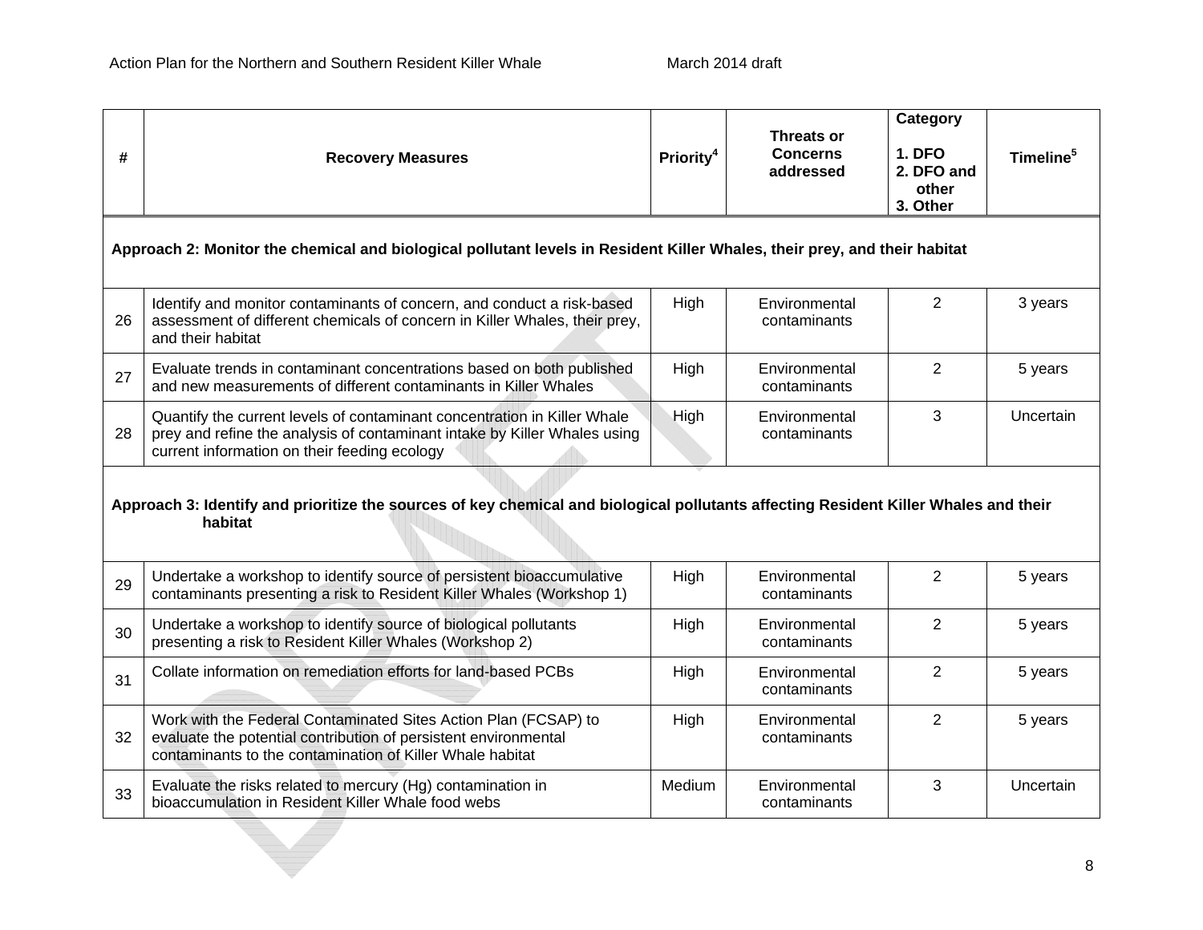| # | Recovery Measures | Priority[4] | Threats or Concerns addressed | Category<br>1. DFO<br>2. DFO and other<br>3. Other | Timeline[5] |
|---|---|---|---|---|---|
| **Approach 2: Monitor the chemical and biological pollutant levels in Resident Killer Whales, their prey, and their habitat** | | | | | |
| 26 | Identify and monitor contaminants of concern, and conduct a risk-based assessment of different chemicals of concern in Killer Whales, their prey, and their habitat | High | Environmental contaminants | 2 | 3 years |
| 27 | Evaluate trends in contaminant concentrations based on both published and new measurements of different contaminants in Killer Whales | High | Environmental contaminants | 2 | 5 years |
| 28 | Quantify the current levels of contaminant concentration in Killer Whale prey and refine the analysis of contaminant intake by Killer Whales using current information on their feeding ecology | High | Environmental contaminants | 3 | Uncertain |
| **Approach 3: Identify and prioritize the sources of key chemical and biological pollutants affecting Resident Killer Whales and their habitat** | | | | | |
| 29 | Undertake a workshop to identify source of persistent bioaccumulative contaminants presenting a risk to Resident Killer Whales (Workshop 1) | High | Environmental contaminants | 2 | 5 years |
| 30 | Undertake a workshop to identify source of biological pollutants presenting a risk to Resident Killer Whales (Workshop 2) | High | Environmental contaminants | 2 | 5 years |
| 31 | Collate information on remediation efforts for land-based PCBs | High | Environmental contaminants | 2 | 5 years |
| 32 | Work with the Federal Contaminated Sites Action Plan (FCSAP) to evaluate the potential contribution of persistent environmental contaminants to the contamination of Killer Whale habitat | High | Environmental contaminants | 2 | 5 years |
| 33 | Evaluate the risks related to mercury (Hg) contamination in bioaccumulation in Resident Killer Whale food webs | Medium | Environmental contaminants | 3 | Uncertain |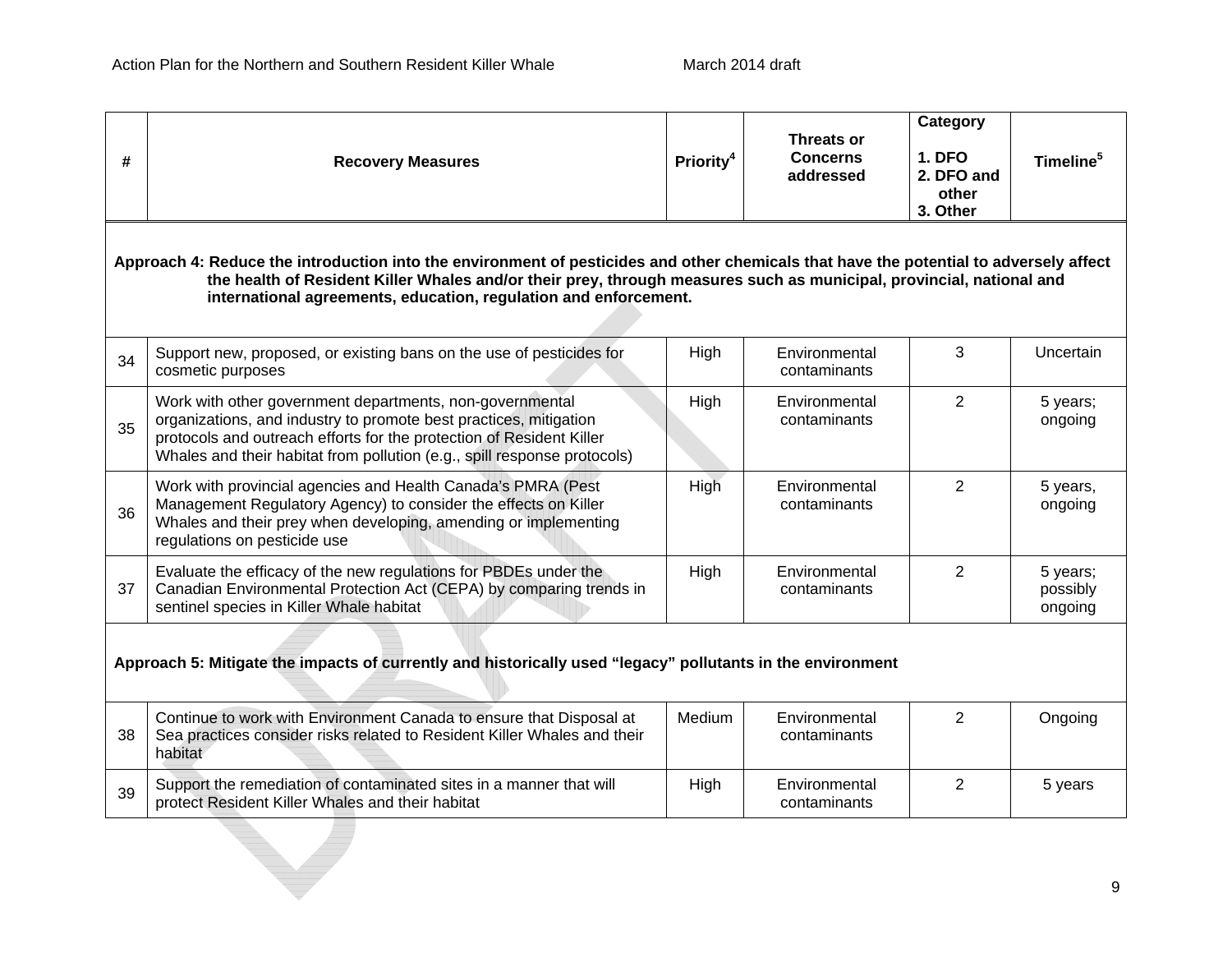| # | Recovery Measures | Priority[4] | Threats or Concerns addressed | Category<br><br>1. DFO<br>2. DFO and other<br>3. Other | Timeline[5] |
|---|---|---|---|---|---|
| **Approach 4: Reduce the introduction into the environment of pesticides and other chemicals that have the potential to adversely affect the health of Resident Killer Whales and/or their prey, through measures such as municipal, provincial, national and international agreements, education, regulation and enforcement.** | | | | | |
| 34 | Support new, proposed, or existing bans on the use of pesticides for cosmetic purposes | High | Environmental contaminants | 3 | Uncertain |
| 35 | Work with other government departments, non-governmental organizations, and industry to promote best practices, mitigation protocols and outreach efforts for the protection of Resident Killer Whales and their habitat from pollution (e.g., spill response protocols) | High | Environmental contaminants | 2 | 5 years; ongoing |
| 36 | Work with provincial agencies and Health Canada's PMRA (Pest Management Regulatory Agency) to consider the effects on Killer Whales and their prey when developing, amending or implementing regulations on pesticide use | High | Environmental contaminants | 2 | 5 years, ongoing |
| 37 | Evaluate the efficacy of the new regulations for PBDEs under the Canadian Environmental Protection Act (CEPA) by comparing trends in sentinel species in Killer Whale habitat | High | Environmental contaminants | 2 | 5 years; possibly ongoing |
| **Approach 5: Mitigate the impacts of currently and historically used "legacy" pollutants in the environment** | | | | | |
| 38 | Continue to work with Environment Canada to ensure that Disposal at Sea practices consider risks related to Resident Killer Whales and their habitat | Medium | Environmental contaminants | 2 | Ongoing |
| 39 | Support the remediation of contaminated sites in a manner that will protect Resident Killer Whales and their habitat | High | Environmental contaminants | 2 | 5 years |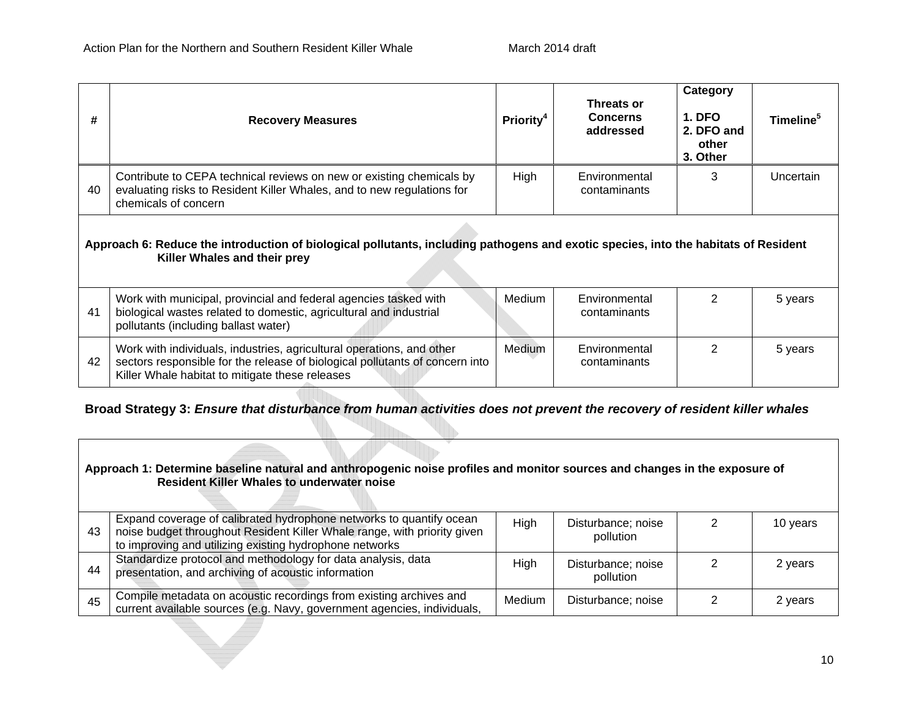| # | Recovery Measures | Priority[4] | Threats or Concerns addressed | Category<br><br>1. DFO<br>2. DFO and other<br>3. Other | Timeline[5] |
|---|---|---|---|---|---|
| 40 | Contribute to CEPA technical reviews on new or existing chemicals by evaluating risks to Resident Killer Whales, and to new regulations for chemicals of concern | High | Environmental contaminants | 3 | Uncertain |
| **Approach 6: Reduce the introduction of biological pollutants, including pathogens and exotic species, into the habitats of Resident Killer Whales and their prey** | | | | | |
| 41 | Work with municipal, provincial and federal agencies tasked with biological wastes related to domestic, agricultural and industrial pollutants (including ballast water) | Medium | Environmental contaminants | 2 | 5 years |
| 42 | Work with individuals, industries, agricultural operations, and other sectors responsible for the release of biological pollutants of concern into Killer Whale habitat to mitigate these releases | Medium | Environmental contaminants | 2 | 5 years |

**Broad Strategy 3:** ***Ensure that disturbance from human activities does not prevent the recovery of resident killer whales***

| # | Recovery Measures | Priority | Threats or Concerns addressed | Category | Timeline |
|---|---|---|---|---|---|
| **Approach 1: Determine baseline natural and anthropogenic noise profiles and monitor sources and changes in the exposure of Resident Killer Whales to underwater noise** | | | | | |
| 43 | Expand coverage of calibrated hydrophone networks to quantify ocean noise budget throughout Resident Killer Whale range, with priority given to improving and utilizing existing hydrophone networks | High | Disturbance; noise pollution | 2 | 10 years |
| 44 | Standardize protocol and methodology for data analysis, data presentation, and archiving of acoustic information | High | Disturbance; noise pollution | 2 | 2 years |
| 45 | Compile metadata on acoustic recordings from existing archives and current available sources (e.g. Navy, government agencies, individuals, | Medium | Disturbance; noise | 2 | 2 years |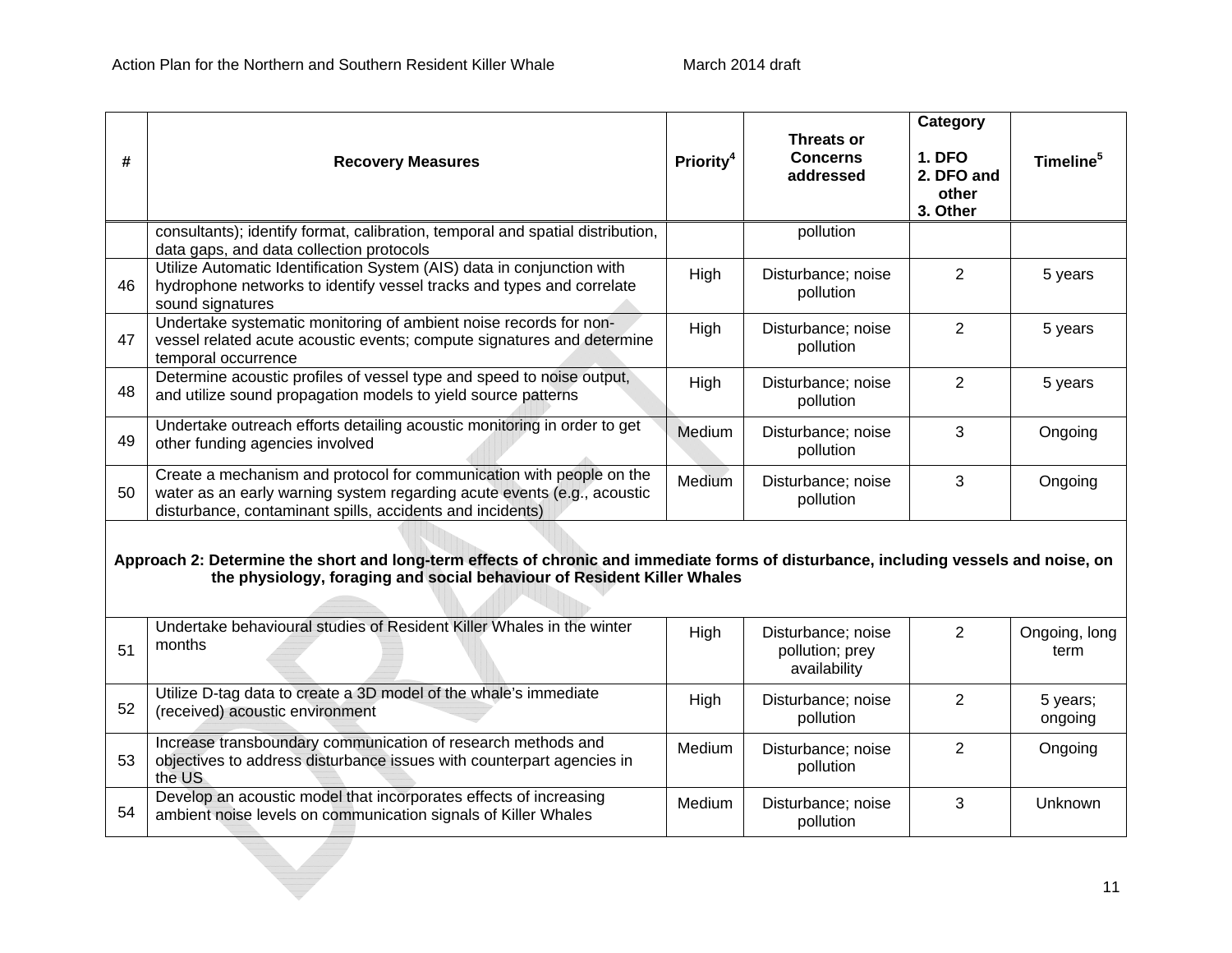| # | Recovery Measures | Priority[4] | Threats or Concerns addressed | Category<br><br>1. DFO<br>2. DFO and other<br>3. Other | Timeline[5] |
|---|---|---|---|---|---|
| | consultants); identify format, calibration, temporal and spatial distribution, data gaps, and data collection protocols | | pollution | | |
| 46 | Utilize Automatic Identification System (AIS) data in conjunction with hydrophone networks to identify vessel tracks and types and correlate sound signatures | High | Disturbance; noise pollution | 2 | 5 years |
| 47 | Undertake systematic monitoring of ambient noise records for non-vessel related acute acoustic events; compute signatures and determine temporal occurrence | High | Disturbance; noise pollution | 2 | 5 years |
| 48 | Determine acoustic profiles of vessel type and speed to noise output, and utilize sound propagation models to yield source patterns | High | Disturbance; noise pollution | 2 | 5 years |
| 49 | Undertake outreach efforts detailing acoustic monitoring in order to get other funding agencies involved | Medium | Disturbance; noise pollution | 3 | Ongoing |
| 50 | Create a mechanism and protocol for communication with people on the water as an early warning system regarding acute events (e.g., acoustic disturbance, contaminant spills, accidents and incidents) | Medium | Disturbance; noise pollution | 3 | Ongoing |
| **Approach 2: Determine the short and long-term effects of chronic and immediate forms of disturbance, including vessels and noise, on the physiology, foraging and social behaviour of Resident Killer Whales** | | | | | |
| 51 | Undertake behavioural studies of Resident Killer Whales in the winter months | High | Disturbance; noise pollution; prey availability | 2 | Ongoing, long term |
| 52 | Utilize D-tag data to create a 3D model of the whale's immediate (received) acoustic environment | High | Disturbance; noise pollution | 2 | 5 years; ongoing |
| 53 | Increase transboundary communication of research methods and objectives to address disturbance issues with counterpart agencies in the US | Medium | Disturbance; noise pollution | 2 | Ongoing |
| 54 | Develop an acoustic model that incorporates effects of increasing ambient noise levels on communication signals of Killer Whales | Medium | Disturbance; noise pollution | 3 | Unknown |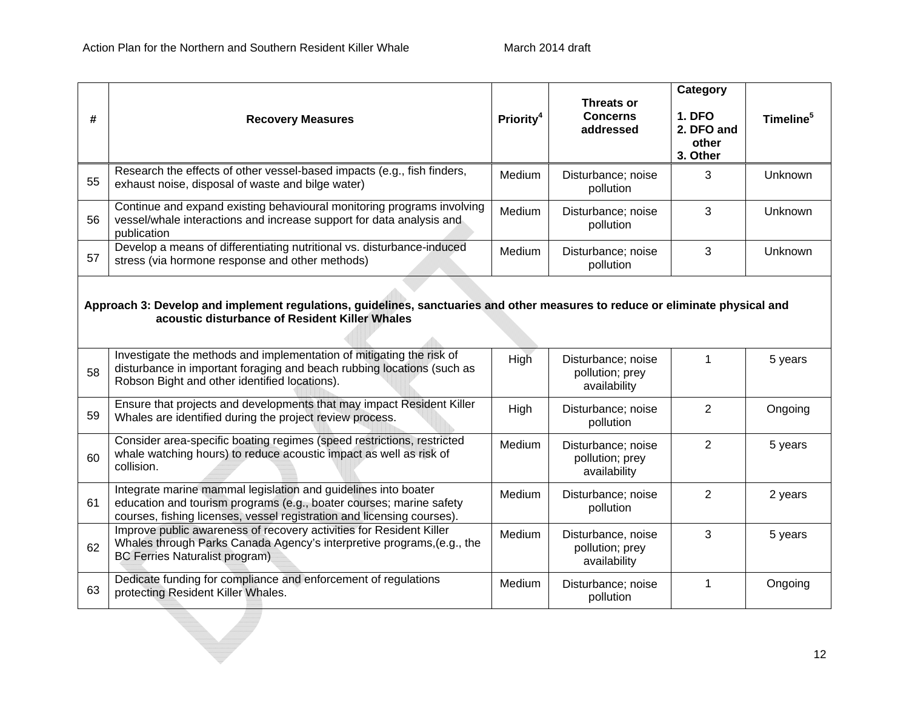| # | Recovery Measures | Priority[4] | Threats or Concerns addressed | Category<br><br>1. DFO<br>2. DFO and other<br>3. Other | Timeline[5] |
|---|---|---|---|---|---|
| 55 | Research the effects of other vessel-based impacts (e.g., fish finders, exhaust noise, disposal of waste and bilge water) | Medium | Disturbance; noise pollution | 3 | Unknown |
| 56 | Continue and expand existing behavioural monitoring programs involving vessel/whale interactions and increase support for data analysis and publication | Medium | Disturbance; noise pollution | 3 | Unknown |
| 57 | Develop a means of differentiating nutritional vs. disturbance-induced stress (via hormone response and other methods) | Medium | Disturbance; noise pollution | 3 | Unknown |
| **Approach 3: Develop and implement regulations, guidelines, sanctuaries and other measures to reduce or eliminate physical and acoustic disturbance of Resident Killer Whales** | | | | | |
| 58 | Investigate the methods and implementation of mitigating the risk of disturbance in important foraging and beach rubbing locations (such as Robson Bight and other identified locations). | High | Disturbance; noise pollution; prey availability | 1 | 5 years |
| 59 | Ensure that projects and developments that may impact Resident Killer Whales are identified during the project review process. | High | Disturbance; noise pollution | 2 | Ongoing |
| 60 | Consider area-specific boating regimes (speed restrictions, restricted whale watching hours) to reduce acoustic impact as well as risk of collision. | Medium | Disturbance; noise pollution; prey availability | 2 | 5 years |
| 61 | Integrate marine mammal legislation and guidelines into boater education and tourism programs (e.g., boater courses; marine safety courses, fishing licenses, vessel registration and licensing courses). | Medium | Disturbance; noise pollution | 2 | 2 years |
| 62 | Improve public awareness of recovery activities for Resident Killer Whales through Parks Canada Agency's interpretive programs,(e.g., the BC Ferries Naturalist program) | Medium | Disturbance, noise pollution; prey availability | 3 | 5 years |
| 63 | Dedicate funding for compliance and enforcement of regulations protecting Resident Killer Whales. | Medium | Disturbance; noise pollution | 1 | Ongoing |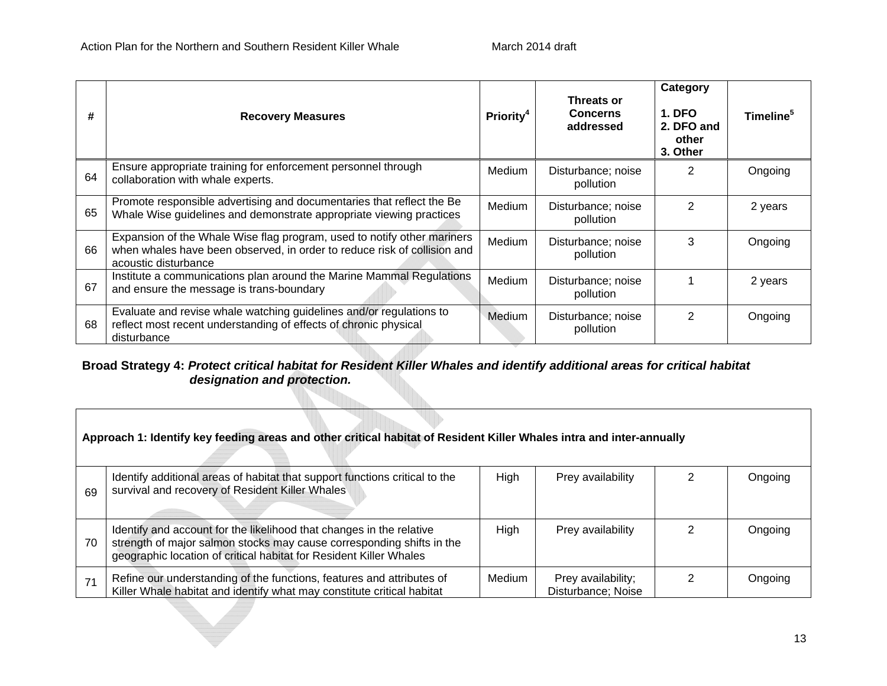| # | Recovery Measures | Priority[4] | Threats or Concerns addressed | Category<br><br>1. DFO<br>2. DFO and other<br>3. Other | Timeline[5] |
|---|---|---|---|---|---|
| 64 | Ensure appropriate training for enforcement personnel through collaboration with whale experts. | Medium | Disturbance; noise pollution | 2 | Ongoing |
| 65 | Promote responsible advertising and documentaries that reflect the Be Whale Wise guidelines and demonstrate appropriate viewing practices | Medium | Disturbance; noise pollution | 2 | 2 years |
| 66 | Expansion of the Whale Wise flag program, used to notify other mariners when whales have been observed, in order to reduce risk of collision and acoustic disturbance | Medium | Disturbance; noise pollution | 3 | Ongoing |
| 67 | Institute a communications plan around the Marine Mammal Regulations and ensure the message is trans-boundary | Medium | Disturbance; noise pollution | 1 | 2 years |
| 68 | Evaluate and revise whale watching guidelines and/or regulations to reflect most recent understanding of effects of chronic physical disturbance | Medium | Disturbance; noise pollution | 2 | Ongoing |

**Broad Strategy 4:** ***Protect critical habitat for Resident Killer Whales and identify additional areas for critical habitat designation and protection.***

| **Approach 1: Identify key feeding areas and other critical habitat of Resident Killer Whales intra and inter-annually** | | | | | |
|---|---|---|---|---|---|
| 69 | Identify additional areas of habitat that support functions critical to the survival and recovery of Resident Killer Whales | High | Prey availability | 2 | Ongoing |
| 70 | Identify and account for the likelihood that changes in the relative strength of major salmon stocks may cause corresponding shifts in the geographic location of critical habitat for Resident Killer Whales | High | Prey availability | 2 | Ongoing |
| 71 | Refine our understanding of the functions, features and attributes of Killer Whale habitat and identify what may constitute critical habitat | Medium | Prey availability; Disturbance; Noise | 2 | Ongoing |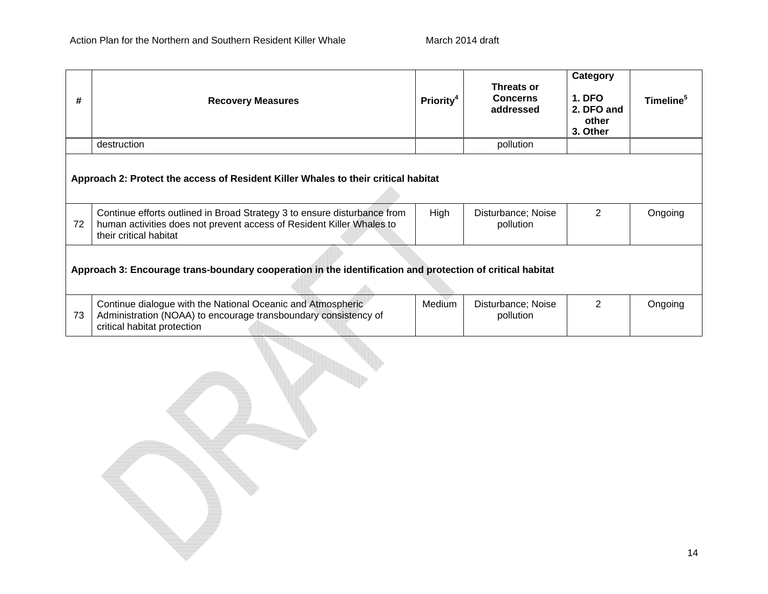| # | Recovery Measures | Priority[4] | Threats or Concerns addressed | Category<br><br>1. DFO<br>2. DFO and other<br>3. Other | Timeline[5] |
|---|---|---|---|---|---|
| | destruction | | pollution | | |
| **Approach 2: Protect the access of Resident Killer Whales to their critical habitat** | | | | | |
| 72 | Continue efforts outlined in Broad Strategy 3 to ensure disturbance from human activities does not prevent access of Resident Killer Whales to their critical habitat | High | Disturbance; Noise pollution | 2 | Ongoing |
| **Approach 3: Encourage trans-boundary cooperation in the identification and protection of critical habitat** | | | | | |
| 73 | Continue dialogue with the National Oceanic and Atmospheric Administration (NOAA) to encourage transboundary consistency of critical habitat protection | Medium | Disturbance; Noise pollution | 2 | Ongoing |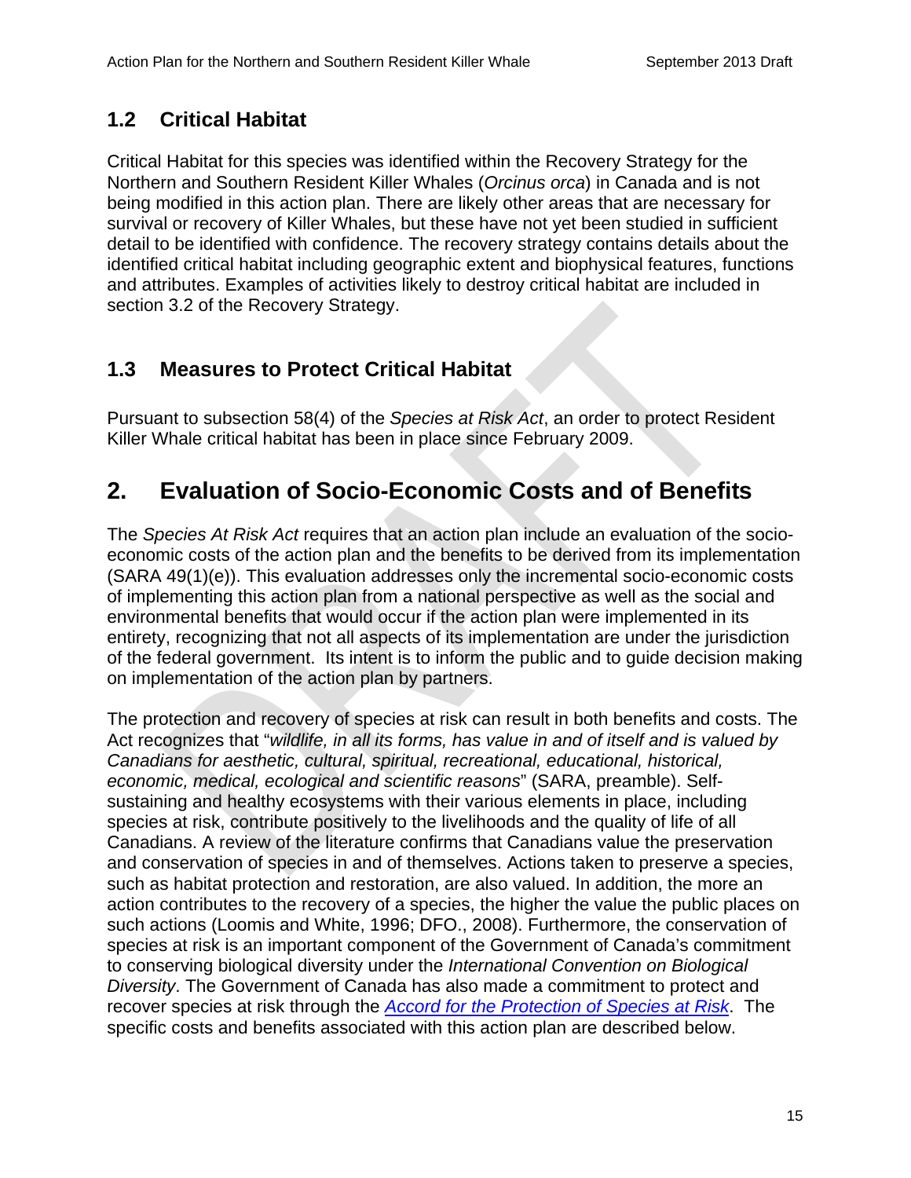## 1.2 Critical Habitat

Critical Habitat for this species was identified within the Recovery Strategy for the Northern and Southern Resident Killer Whales (*Orcinus orca*) in Canada and is not being modified in this action plan. There are likely other areas that are necessary for survival or recovery of Killer Whales, but these have not yet been studied in sufficient detail to be identified with confidence. The recovery strategy contains details about the identified critical habitat including geographic extent and biophysical features, functions and attributes. Examples of activities likely to destroy critical habitat are included in section 3.2 of the Recovery Strategy.

## 1.3 Measures to Protect Critical Habitat

Pursuant to subsection 58(4) of the *Species at Risk Act*, an order to protect Resident Killer Whale critical habitat has been in place since February 2009.

# 2. Evaluation of Socio-Economic Costs and of Benefits

The *Species At Risk Act* requires that an action plan include an evaluation of the socio-economic costs of the action plan and the benefits to be derived from its implementation (SARA 49(1)(e)). This evaluation addresses only the incremental socio-economic costs of implementing this action plan from a national perspective as well as the social and environmental benefits that would occur if the action plan were implemented in its entirety, recognizing that not all aspects of its implementation are under the jurisdiction of the federal government. Its intent is to inform the public and to guide decision making on implementation of the action plan by partners.

The protection and recovery of species at risk can result in both benefits and costs. The Act recognizes that "*wildlife, in all its forms, has value in and of itself and is valued by Canadians for aesthetic, cultural, spiritual, recreational, educational, historical, economic, medical, ecological and scientific reasons*" (SARA, preamble). Self-sustaining and healthy ecosystems with their various elements in place, including species at risk, contribute positively to the livelihoods and the quality of life of all Canadians. A review of the literature confirms that Canadians value the preservation and conservation of species in and of themselves. Actions taken to preserve a species, such as habitat protection and restoration, are also valued. In addition, the more an action contributes to the recovery of a species, the higher the value the public places on such actions (Loomis and White, 1996; DFO., 2008). Furthermore, the conservation of species at risk is an important component of the Government of Canada's commitment to conserving biological diversity under the *International Convention on Biological Diversity*. The Government of Canada has also made a commitment to protect and recover species at risk through the *Accord for the Protection of Species at Risk*. The specific costs and benefits associated with this action plan are described below.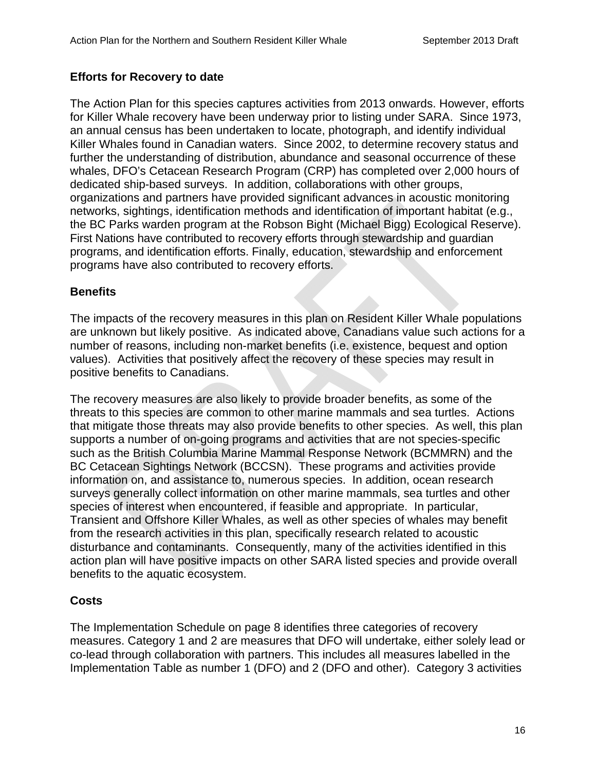## Efforts for Recovery to date

The Action Plan for this species captures activities from 2013 onwards. However, efforts for Killer Whale recovery have been underway prior to listing under SARA. Since 1973, an annual census has been undertaken to locate, photograph, and identify individual Killer Whales found in Canadian waters. Since 2002, to determine recovery status and further the understanding of distribution, abundance and seasonal occurrence of these whales, DFO's Cetacean Research Program (CRP) has completed over 2,000 hours of dedicated ship-based surveys. In addition, collaborations with other groups, organizations and partners have provided significant advances in acoustic monitoring networks, sightings, identification methods and identification of important habitat (e.g., the BC Parks warden program at the Robson Bight (Michael Bigg) Ecological Reserve). First Nations have contributed to recovery efforts through stewardship and guardian programs, and identification efforts. Finally, education, stewardship and enforcement programs have also contributed to recovery efforts.

## Benefits

The impacts of the recovery measures in this plan on Resident Killer Whale populations are unknown but likely positive. As indicated above, Canadians value such actions for a number of reasons, including non-market benefits (i.e. existence, bequest and option values). Activities that positively affect the recovery of these species may result in positive benefits to Canadians.

The recovery measures are also likely to provide broader benefits, as some of the threats to this species are common to other marine mammals and sea turtles. Actions that mitigate those threats may also provide benefits to other species. As well, this plan supports a number of on-going programs and activities that are not species-specific such as the British Columbia Marine Mammal Response Network (BCMMRN) and the BC Cetacean Sightings Network (BCCSN). These programs and activities provide information on, and assistance to, numerous species. In addition, ocean research surveys generally collect information on other marine mammals, sea turtles and other species of interest when encountered, if feasible and appropriate. In particular, Transient and Offshore Killer Whales, as well as other species of whales may benefit from the research activities in this plan, specifically research related to acoustic disturbance and contaminants. Consequently, many of the activities identified in this action plan will have positive impacts on other SARA listed species and provide overall benefits to the aquatic ecosystem.

## Costs

The Implementation Schedule on page 8 identifies three categories of recovery measures. Category 1 and 2 are measures that DFO will undertake, either solely lead or co-lead through collaboration with partners. This includes all measures labelled in the Implementation Table as number 1 (DFO) and 2 (DFO and other). Category 3 activities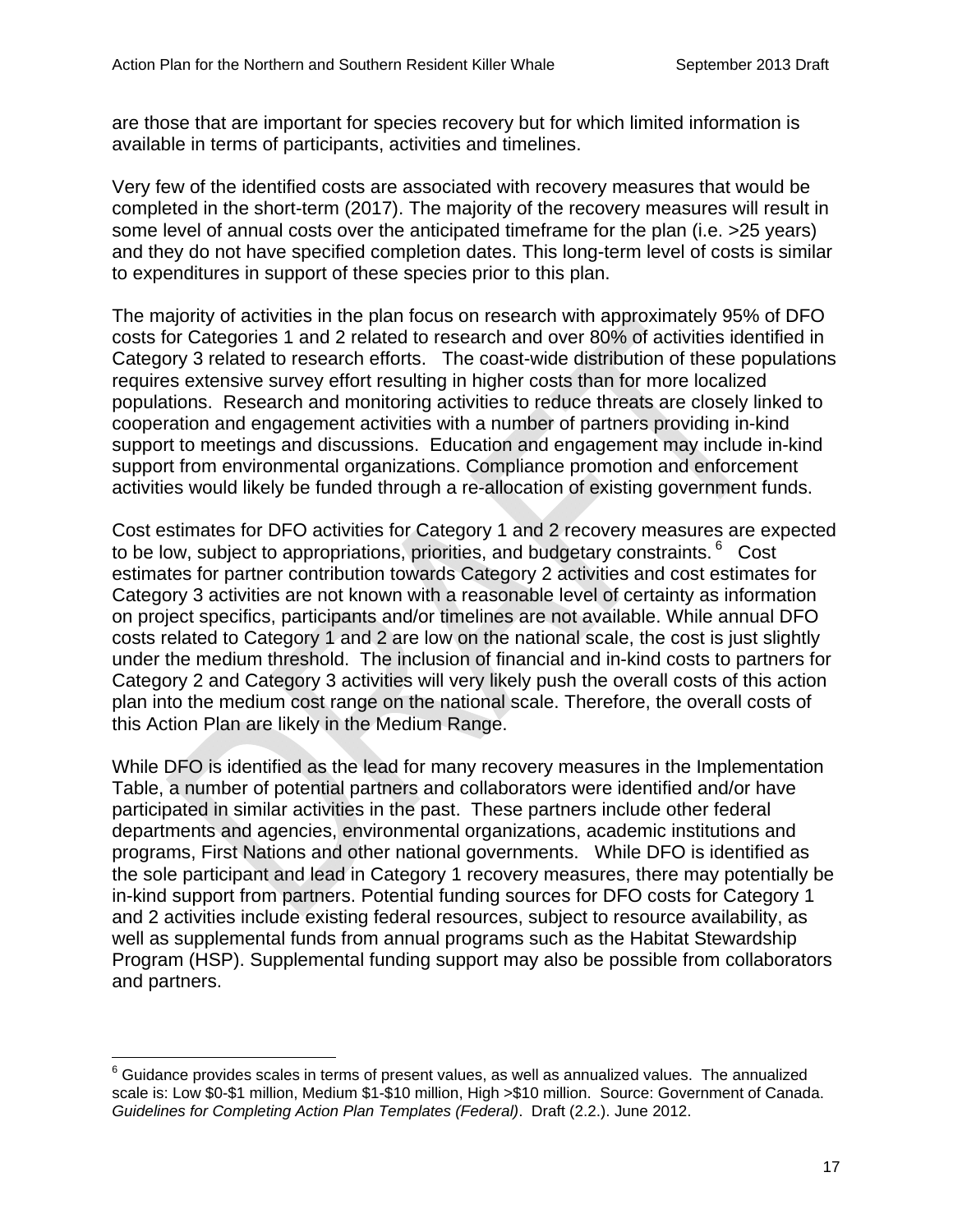are those that are important for species recovery but for which limited information is available in terms of participants, activities and timelines.

Very few of the identified costs are associated with recovery measures that would be completed in the short-term (2017). The majority of the recovery measures will result in some level of annual costs over the anticipated timeframe for the plan (i.e. >25 years) and they do not have specified completion dates. This long-term level of costs is similar to expenditures in support of these species prior to this plan.

The majority of activities in the plan focus on research with approximately 95% of DFO costs for Categories 1 and 2 related to research and over 80% of activities identified in Category 3 related to research efforts. The coast-wide distribution of these populations requires extensive survey effort resulting in higher costs than for more localized populations. Research and monitoring activities to reduce threats are closely linked to cooperation and engagement activities with a number of partners providing in-kind support to meetings and discussions. Education and engagement may include in-kind support from environmental organizations. Compliance promotion and enforcement activities would likely be funded through a re-allocation of existing government funds.

Cost estimates for DFO activities for Category 1 and 2 recovery measures are expected to be low, subject to appropriations, priorities, and budgetary constraints.[6] Cost estimates for partner contribution towards Category 2 activities and cost estimates for Category 3 activities are not known with a reasonable level of certainty as information on project specifics, participants and/or timelines are not available. While annual DFO costs related to Category 1 and 2 are low on the national scale, the cost is just slightly under the medium threshold. The inclusion of financial and in-kind costs to partners for Category 2 and Category 3 activities will very likely push the overall costs of this action plan into the medium cost range on the national scale. Therefore, the overall costs of this Action Plan are likely in the Medium Range.

While DFO is identified as the lead for many recovery measures in the Implementation Table, a number of potential partners and collaborators were identified and/or have participated in similar activities in the past. These partners include other federal departments and agencies, environmental organizations, academic institutions and programs, First Nations and other national governments. While DFO is identified as the sole participant and lead in Category 1 recovery measures, there may potentially be in-kind support from partners. Potential funding sources for DFO costs for Category 1 and 2 activities include existing federal resources, subject to resource availability, as well as supplemental funds from annual programs such as the Habitat Stewardship Program (HSP). Supplemental funding support may also be possible from collaborators and partners.

---

[6] Guidance provides scales in terms of present values, as well as annualized values. The annualized scale is: Low $0-$1 million, Medium $1-$10 million, High >$10 million. Source: Government of Canada. *Guidelines for Completing Action Plan Templates (Federal)*. Draft (2.2.). June 2012.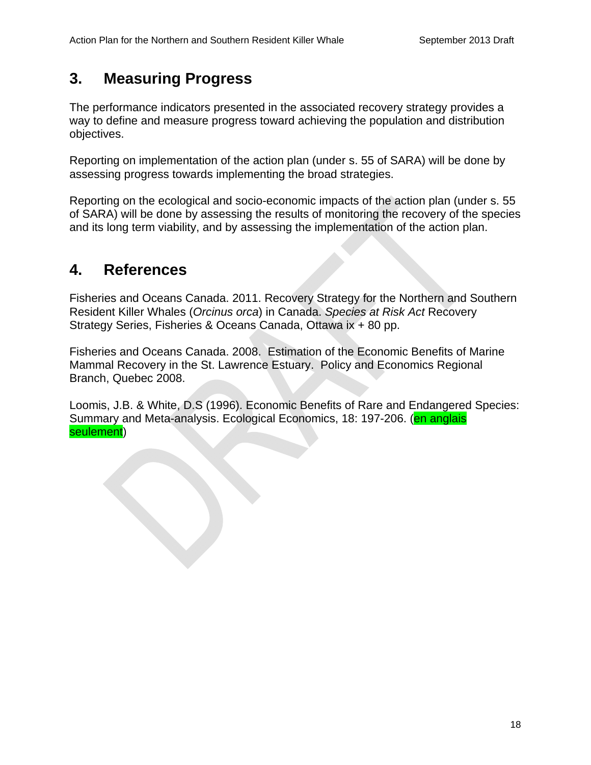## 3. Measuring Progress

The performance indicators presented in the associated recovery strategy provides a way to define and measure progress toward achieving the population and distribution objectives.

Reporting on implementation of the action plan (under s. 55 of SARA) will be done by assessing progress towards implementing the broad strategies.

Reporting on the ecological and socio-economic impacts of the action plan (under s. 55 of SARA) will be done by assessing the results of monitoring the recovery of the species and its long term viability, and by assessing the implementation of the action plan.

## 4. References

Fisheries and Oceans Canada. 2011. Recovery Strategy for the Northern and Southern Resident Killer Whales (*Orcinus orca*) in Canada. *Species at Risk Act* Recovery Strategy Series, Fisheries & Oceans Canada, Ottawa ix + 80 pp.

Fisheries and Oceans Canada. 2008. Estimation of the Economic Benefits of Marine Mammal Recovery in the St. Lawrence Estuary. Policy and Economics Regional Branch, Quebec 2008.

Loomis, J.B. & White, D.S (1996). Economic Benefits of Rare and Endangered Species: Summary and Meta-analysis. Ecological Economics, 18: 197-206. (en anglais seulement)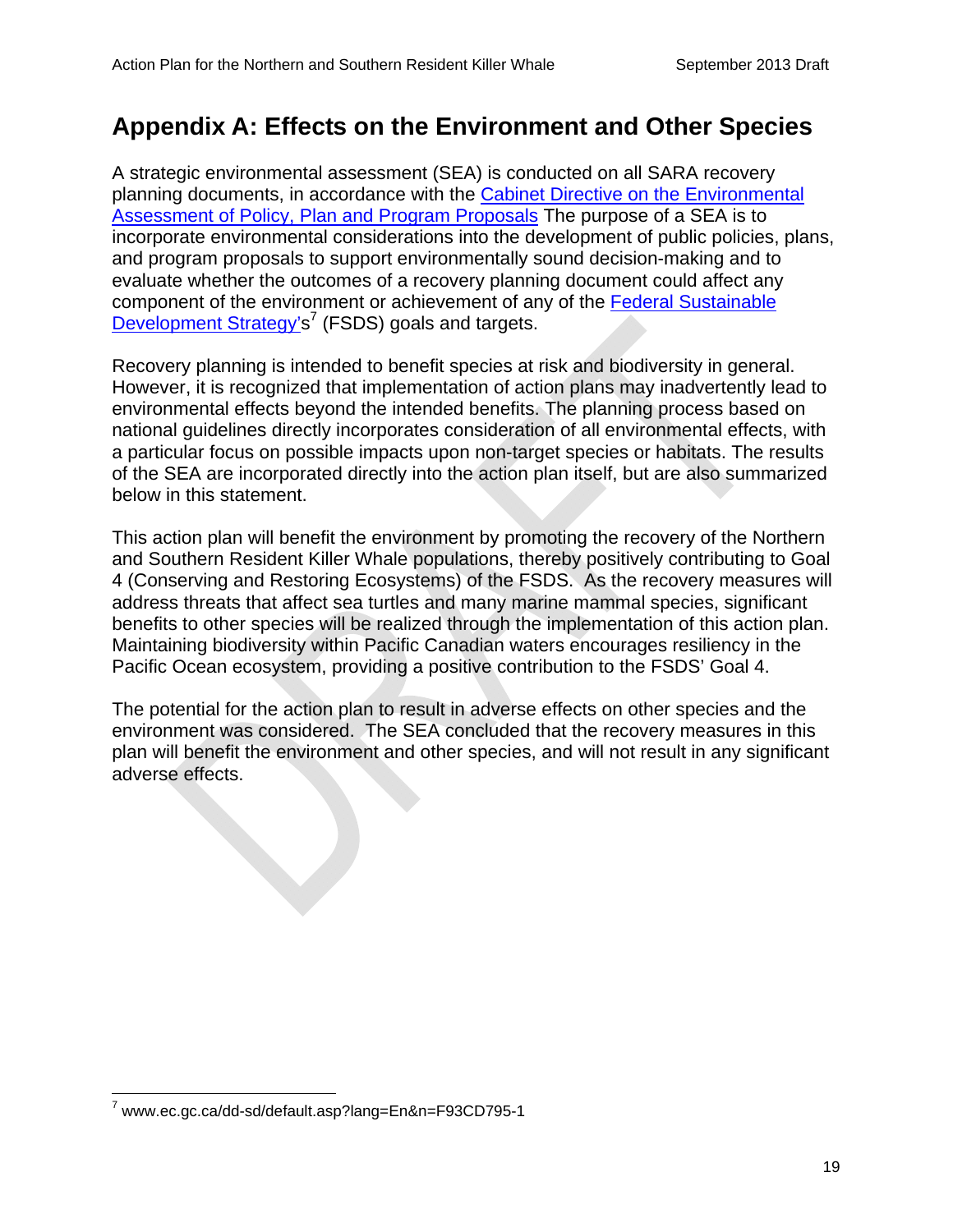## Appendix A: Effects on the Environment and Other Species

A strategic environmental assessment (SEA) is conducted on all SARA recovery planning documents, in accordance with the Cabinet Directive on the Environmental Assessment of Policy, Plan and Program Proposals The purpose of a SEA is to incorporate environmental considerations into the development of public policies, plans, and program proposals to support environmentally sound decision-making and to evaluate whether the outcomes of a recovery planning document could affect any component of the environment or achievement of any of the Federal Sustainable Development Strategy's[7] (FSDS) goals and targets.

Recovery planning is intended to benefit species at risk and biodiversity in general. However, it is recognized that implementation of action plans may inadvertently lead to environmental effects beyond the intended benefits. The planning process based on national guidelines directly incorporates consideration of all environmental effects, with a particular focus on possible impacts upon non-target species or habitats. The results of the SEA are incorporated directly into the action plan itself, but are also summarized below in this statement.

This action plan will benefit the environment by promoting the recovery of the Northern and Southern Resident Killer Whale populations, thereby positively contributing to Goal 4 (Conserving and Restoring Ecosystems) of the FSDS. As the recovery measures will address threats that affect sea turtles and many marine mammal species, significant benefits to other species will be realized through the implementation of this action plan. Maintaining biodiversity within Pacific Canadian waters encourages resiliency in the Pacific Ocean ecosystem, providing a positive contribution to the FSDS' Goal 4.

The potential for the action plan to result in adverse effects on other species and the environment was considered. The SEA concluded that the recovery measures in this plan will benefit the environment and other species, and will not result in any significant adverse effects.

[7] www.ec.gc.ca/dd-sd/default.asp?lang=En&n=F93CD795-1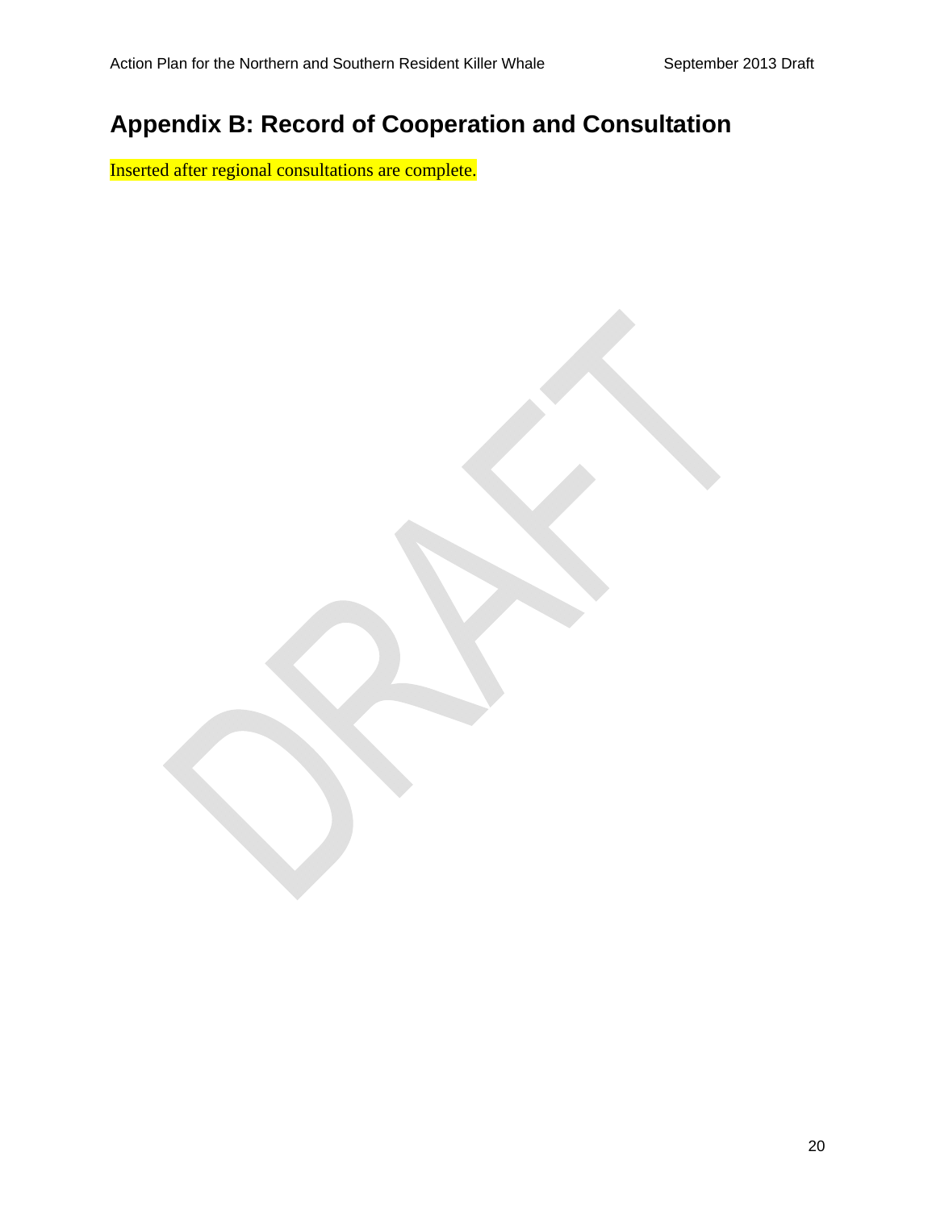# Appendix B: Record of Cooperation and Consultation

Inserted after regional consultations are complete.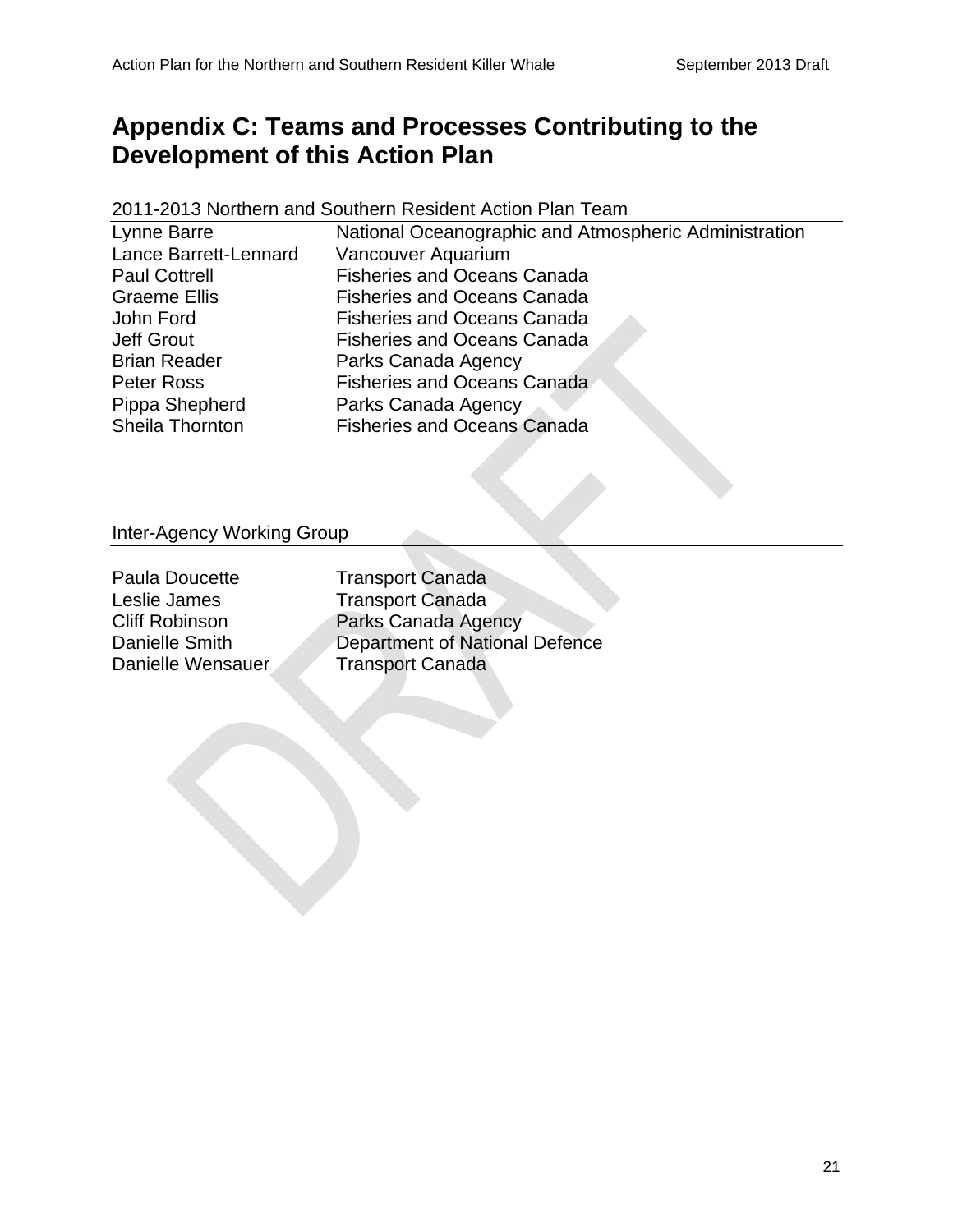# Appendix C: Teams and Processes Contributing to the Development of this Action Plan

2011-2013 Northern and Southern Resident Action Plan Team

| | |
|---|---|
| Lynne Barre | National Oceanographic and Atmospheric Administration |
| Lance Barrett-Lennard | Vancouver Aquarium |
| Paul Cottrell | Fisheries and Oceans Canada |
| Graeme Ellis | Fisheries and Oceans Canada |
| John Ford | Fisheries and Oceans Canada |
| Jeff Grout | Fisheries and Oceans Canada |
| Brian Reader | Parks Canada Agency |
| Peter Ross | Fisheries and Oceans Canada |
| Pippa Shepherd | Parks Canada Agency |
| Sheila Thornton | Fisheries and Oceans Canada |

Inter-Agency Working Group

| | |
|---|---|
| Paula Doucette | Transport Canada |
| Leslie James | Transport Canada |
| Cliff Robinson | Parks Canada Agency |
| Danielle Smith | Department of National Defence |
| Danielle Wensauer | Transport Canada |